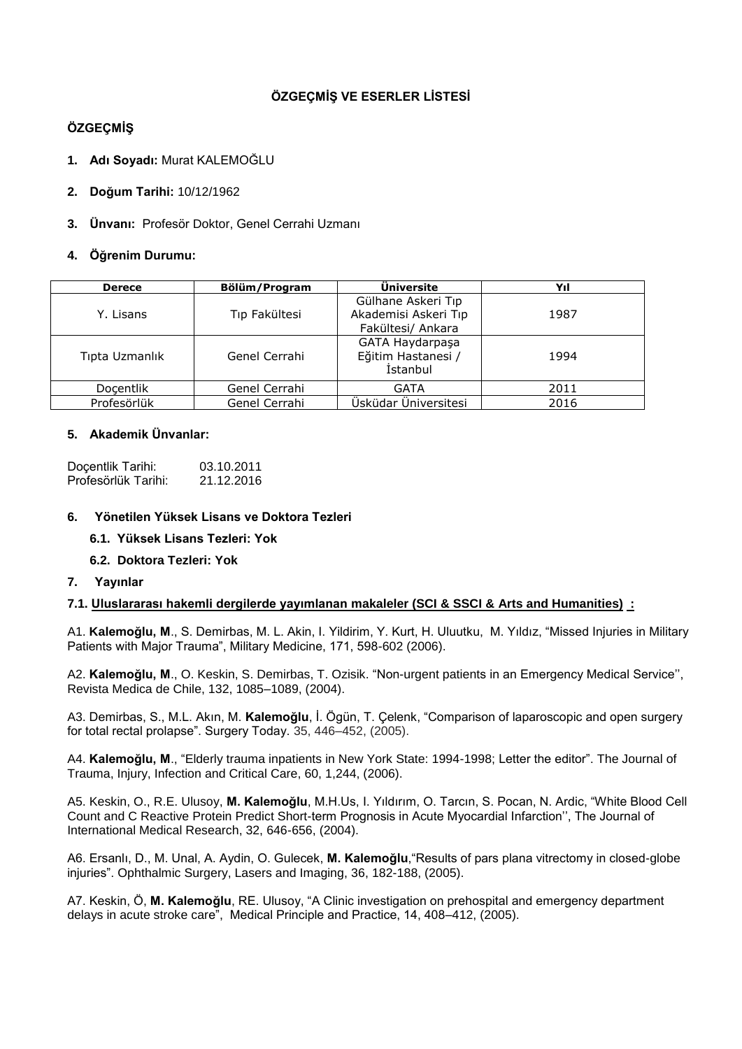# ÖZGEÇMİŞ VE ESERLER LİSTESİ

## ÖZGEÇMİŞ

1. **Adı Soyadı:** Murat KALEMOĞLU
2. **Doğum Tarihi:** 10/12/1962
3. **Ünvanı:** Profesör Doktor, Genel Cerrahi Uzmanı
4. **Öğrenim Durumu:**

| Derece | Bölüm/Program | Üniversite | Yıl |
|---|---|---|---|
| Y. Lisans | Tıp Fakültesi | Gülhane Askeri Tıp Akademisi Askeri Tıp Fakültesi/ Ankara | 1987 |
| Tıpta Uzmanlık | Genel Cerrahi | GATA Haydarpaşa Eğitim Hastanesi / İstanbul | 1994 |
| Doçentlik | Genel Cerrahi | GATA | 2011 |
| Profesörlük | Genel Cerrahi | Üsküdar Üniversitesi | 2016 |

5. **Akademik Ünvanlar:**

Doçentlik Tarihi: 03.10.2011
Profesörlük Tarihi: 21.12.2016

6. **Yönetilen Yüksek Lisans ve Doktora Tezleri**

   **6.1. Yüksek Lisans Tezleri: Yok**

   **6.2. Doktora Tezleri: Yok**

7. **Yayınlar**

**7.1. Uluslararası hakemli dergilerde yayımlanan makaleler (SCI & SSCI & Arts and Humanities) :**

A1. **Kalemoğlu, M**., S. Demirbas, M. L. Akin, I. Yildirim, Y. Kurt, H. Uluutku, M. Yıldız, "Missed Injuries in Military Patients with Major Trauma", Military Medicine, 171, 598-602 (2006).

A2. **Kalemoğlu, M**., O. Keskin, S. Demirbas, T. Ozisik. "Non-urgent patients in an Emergency Medical Service'', Revista Medica de Chile, 132, 1085–1089, (2004).

A3. Demirbas, S., M.L. Akın, M. **Kalemoğlu**, İ. Ögün, T. Çelenk, "Comparison of laparoscopic and open surgery for total rectal prolapse". Surgery Today. 35, 446–452, (2005).

A4. **Kalemoğlu, M**., "Elderly trauma inpatients in New York State: 1994-1998; Letter the editor". The Journal of Trauma, Injury, Infection and Critical Care, 60, 1,244, (2006).

A5. Keskin, O., R.E. Ulusoy, **M. Kalemoğlu**, M.H.Us, I. Yıldırım, O. Tarcın, S. Pocan, N. Ardic, "White Blood Cell Count and C Reactive Protein Predict Short-term Prognosis in Acute Myocardial Infarction'', The Journal of International Medical Research, 32, 646-656, (2004).

A6. Ersanlı, D., M. Unal, A. Aydin, O. Gulecek, **M. Kalemoğlu**,"Results of pars plana vitrectomy in closed-globe injuries". Ophthalmic Surgery, Lasers and Imaging, 36, 182-188, (2005).

A7. Keskin, Ö, **M. Kalemoğlu**, RE. Ulusoy, "A Clinic investigation on prehospital and emergency department delays in acute stroke care", Medical Principle and Practice, 14, 408–412, (2005).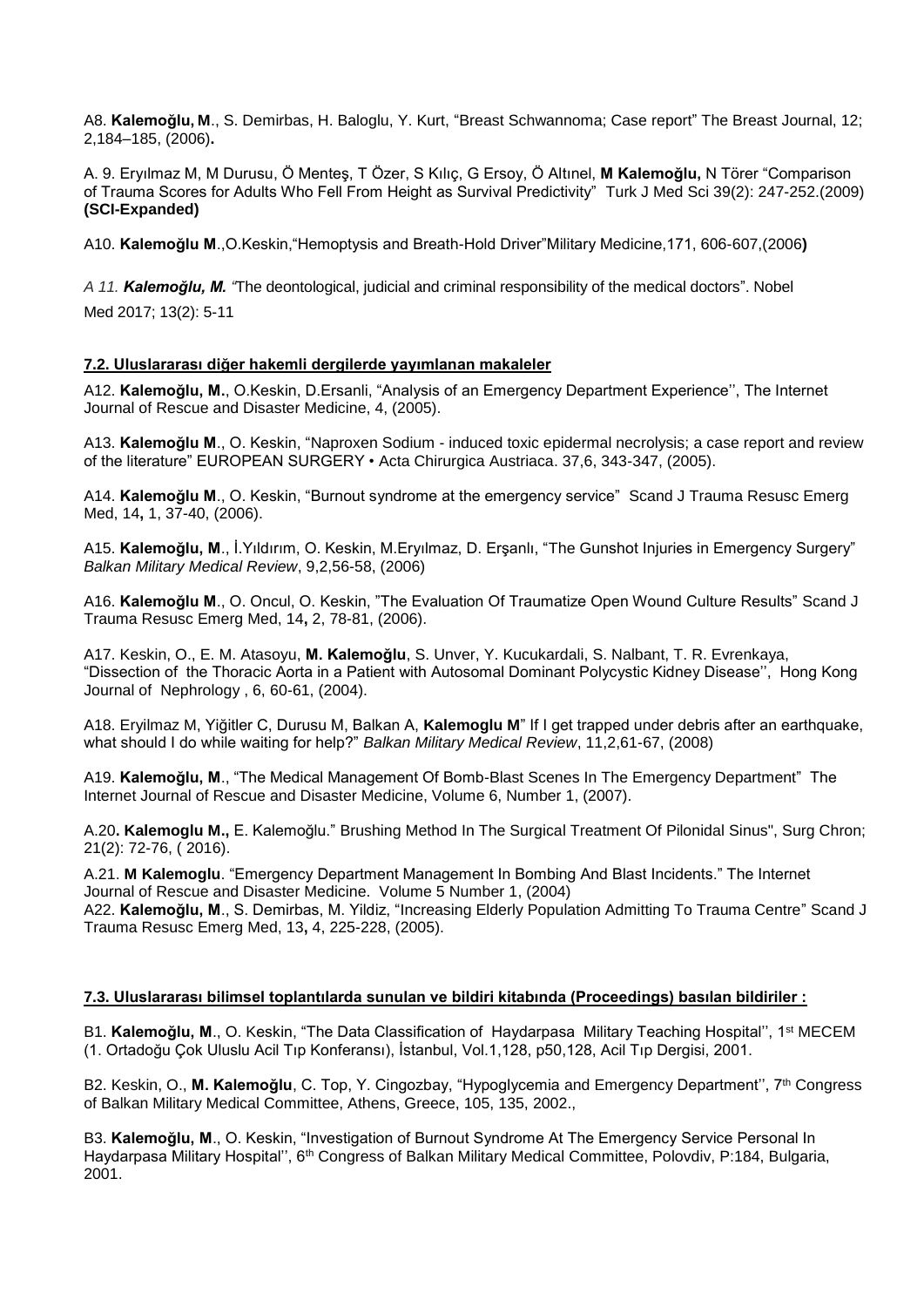A8. **Kalemoğlu, M**., S. Demirbas, H. Baloglu, Y. Kurt, "Breast Schwannoma; Case report" The Breast Journal, 12; 2,184–185, (2006)**.**

A. 9. Eryılmaz M, M Durusu, Ö Menteş, T Özer, S Kılıç, G Ersoy, Ö Altınel, **M Kalemoğlu,** N Törer "Comparison of Trauma Scores for Adults Who Fell From Height as Survival Predictivity" Turk J Med Sci 39(2): 247-252.(2009) **(SCI-Expanded)**

A10. **Kalemoğlu M**.,O.Keskin,"Hemoptysis and Breath-Hold Driver"Military Medicine,171, 606-607,(2006**)**

*A 11.* ***Kalemoğlu, M.*** *"*The deontological, judicial and criminal responsibility of the medical doctors". Nobel Med 2017; 13(2): 5-11

**7.2. Uluslararası diğer hakemli dergilerde yayımlanan makaleler**

A12. **Kalemoğlu, M.**, O.Keskin, D.Ersanli, "Analysis of an Emergency Department Experience'', The Internet Journal of Rescue and Disaster Medicine, 4, (2005).

A13. **Kalemoğlu M**., O. Keskin, "Naproxen Sodium - induced toxic epidermal necrolysis; a case report and review of the literature" EUROPEAN SURGERY • Acta Chirurgica Austriaca. 37,6, 343-347, (2005).

A14. **Kalemoğlu M**., O. Keskin, "Burnout syndrome at the emergency service" Scand J Trauma Resusc Emerg Med, 14**,** 1, 37-40, (2006).

A15. **Kalemoğlu, M**., İ.Yıldırım, O. Keskin, M.Eryılmaz, D. Erşanlı, "The Gunshot Injuries in Emergency Surgery" *Balkan Military Medical Review*, 9,2,56-58, (2006)

A16. **Kalemoğlu M**., O. Oncul, O. Keskin, "The Evaluation Of Traumatize Open Wound Culture Results" Scand J Trauma Resusc Emerg Med, 14**,** 2, 78-81, (2006).

A17. Keskin, O., E. M. Atasoyu, **M. Kalemoğlu**, S. Unver, Y. Kucukardali, S. Nalbant, T. R. Evrenkaya, "Dissection of the Thoracic Aorta in a Patient with Autosomal Dominant Polycystic Kidney Disease'', Hong Kong Journal of Nephrology , 6, 60-61, (2004).

A18. Eryilmaz M, Yiğitler C, Durusu M, Balkan A, **Kalemoglu M**" If I get trapped under debris after an earthquake, what should I do while waiting for help?" *Balkan Military Medical Review*, 11,2,61-67, (2008)

A19. **Kalemoğlu, M**., "The Medical Management Of Bomb-Blast Scenes In The Emergency Department" The Internet Journal of Rescue and Disaster Medicine, Volume 6, Number 1, (2007).

A.20**. Kalemoglu M.,** E. Kalemoğlu." Brushing Method In The Surgical Treatment Of Pilonidal Sinus", Surg Chron; 21(2): 72-76, ( 2016).

A.21. **M Kalemoglu**. "Emergency Department Management In Bombing And Blast Incidents." The Internet Journal of Rescue and Disaster Medicine. Volume 5 Number 1, (2004)

A22. **Kalemoğlu, M**., S. Demirbas, M. Yildiz, "Increasing Elderly Population Admitting To Trauma Centre" Scand J Trauma Resusc Emerg Med, 13**,** 4, 225-228, (2005).

**7.3. Uluslararası bilimsel toplantılarda sunulan ve bildiri kitabında (Proceedings) basılan bildiriler :**

B1. **Kalemoğlu, M**., O. Keskin, "The Data Classification of Haydarpasa Military Teaching Hospital'', 1st MECEM (1. Ortadoğu Çok Uluslu Acil Tıp Konferansı), İstanbul, Vol.1,128, p50,128, Acil Tıp Dergisi, 2001.

B2. Keskin, O., **M. Kalemoğlu**, C. Top, Y. Cingozbay, "Hypoglycemia and Emergency Department'', 7th Congress of Balkan Military Medical Committee, Athens, Greece, 105, 135, 2002.,

B3. **Kalemoğlu, M**., O. Keskin, "Investigation of Burnout Syndrome At The Emergency Service Personal In Haydarpasa Military Hospital'', 6th Congress of Balkan Military Medical Committee, Polovdiv, P:184, Bulgaria, 2001.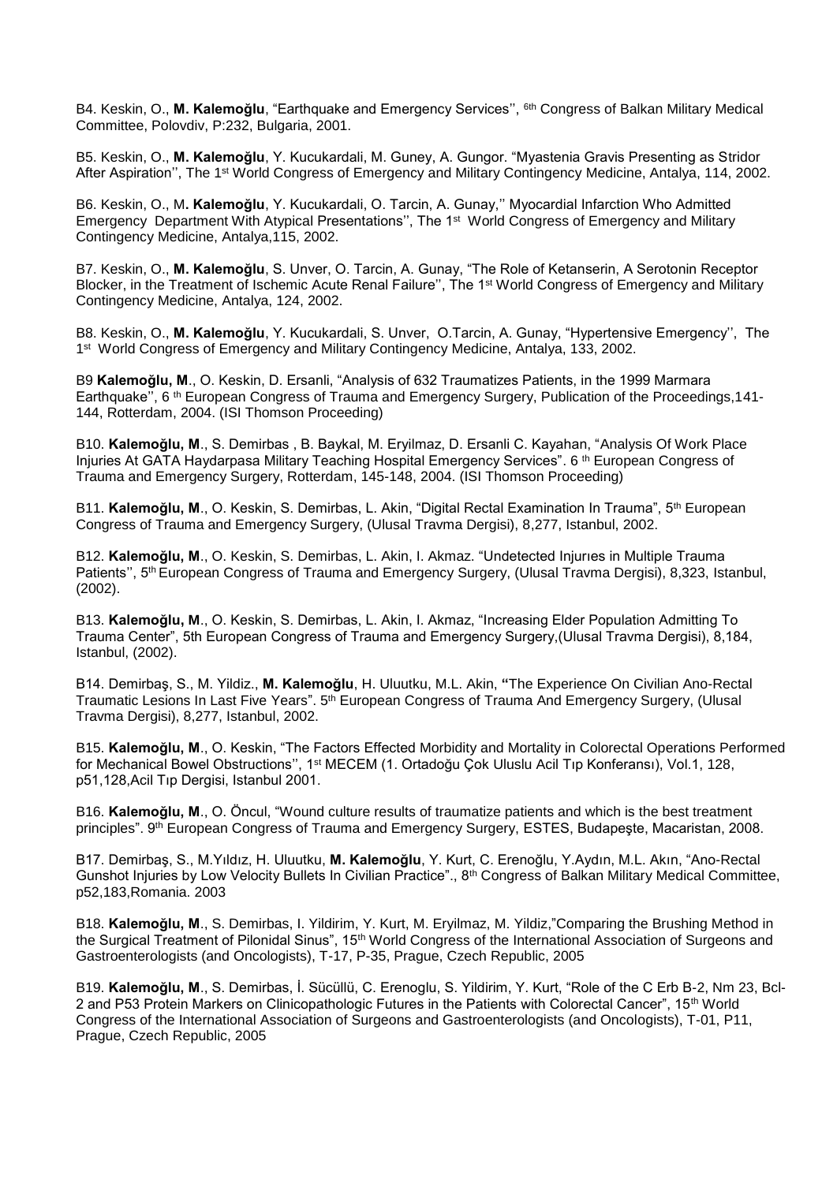B4. Keskin, O., **M. Kalemoğlu**, "Earthquake and Emergency Services'', 6th Congress of Balkan Military Medical Committee, Polovdiv, P:232, Bulgaria, 2001.

B5. Keskin, O., **M. Kalemoğlu**, Y. Kucukardali, M. Guney, A. Gungor. "Myastenia Gravis Presenting as Stridor After Aspiration'', The 1st World Congress of Emergency and Military Contingency Medicine, Antalya, 114, 2002.

B6. Keskin, O., M**. Kalemoğlu**, Y. Kucukardali, O. Tarcin, A. Gunay,'' Myocardial Infarction Who Admitted Emergency Department With Atypical Presentations'', The 1st World Congress of Emergency and Military Contingency Medicine, Antalya,115, 2002.

B7. Keskin, O., **M. Kalemoğlu**, S. Unver, O. Tarcin, A. Gunay, "The Role of Ketanserin, A Serotonin Receptor Blocker, in the Treatment of Ischemic Acute Renal Failure'', The 1st World Congress of Emergency and Military Contingency Medicine, Antalya, 124, 2002.

B8. Keskin, O., **M. Kalemoğlu**, Y. Kucukardali, S. Unver, O.Tarcin, A. Gunay, "Hypertensive Emergency'', The 1st World Congress of Emergency and Military Contingency Medicine, Antalya, 133, 2002.

B9 **Kalemoğlu, M**., O. Keskin, D. Ersanli, "Analysis of 632 Traumatizes Patients, in the 1999 Marmara Earthquake'', 6 th European Congress of Trauma and Emergency Surgery, Publication of the Proceedings,141-144, Rotterdam, 2004. (ISI Thomson Proceeding)

B10. **Kalemoğlu, M**., S. Demirbas , B. Baykal, M. Eryilmaz, D. Ersanli C. Kayahan, "Analysis Of Work Place Injuries At GATA Haydarpasa Military Teaching Hospital Emergency Services". 6 th European Congress of Trauma and Emergency Surgery, Rotterdam, 145-148, 2004. (ISI Thomson Proceeding)

B11. **Kalemoğlu, M**., O. Keskin, S. Demirbas, L. Akin, "Digital Rectal Examination In Trauma", 5th European Congress of Trauma and Emergency Surgery, (Ulusal Travma Dergisi), 8,277, Istanbul, 2002.

B12. **Kalemoğlu, M**., O. Keskin, S. Demirbas, L. Akin, I. Akmaz. "Undetected Injurıes in Multiple Trauma Patients'', 5th European Congress of Trauma and Emergency Surgery, (Ulusal Travma Dergisi), 8,323, Istanbul, (2002).

B13. **Kalemoğlu, M**., O. Keskin, S. Demirbas, L. Akin, I. Akmaz, "Increasing Elder Population Admitting To Trauma Center", 5th European Congress of Trauma and Emergency Surgery,(Ulusal Travma Dergisi), 8,184, Istanbul, (2002).

B14. Demirbaş, S., M. Yildiz., **M. Kalemoğlu**, H. Uluutku, M.L. Akin, **"**The Experience On Civilian Ano-Rectal Traumatic Lesions In Last Five Years". 5th European Congress of Trauma And Emergency Surgery, (Ulusal Travma Dergisi), 8,277, Istanbul, 2002.

B15. **Kalemoğlu, M**., O. Keskin, "The Factors Effected Morbidity and Mortality in Colorectal Operations Performed for Mechanical Bowel Obstructions'', 1st MECEM (1. Ortadoğu Çok Uluslu Acil Tıp Konferansı), Vol.1, 128, p51,128,Acil Tıp Dergisi, Istanbul 2001.

B16. **Kalemoğlu, M**., O. Öncul, "Wound culture results of traumatize patients and which is the best treatment principles". 9th European Congress of Trauma and Emergency Surgery, ESTES, Budapeşte, Macaristan, 2008.

B17. Demirbaş, S., M.Yıldız, H. Uluutku, **M. Kalemoğlu**, Y. Kurt, C. Erenoğlu, Y.Aydın, M.L. Akın, "Ano-Rectal Gunshot Injuries by Low Velocity Bullets In Civilian Practice"., 8th Congress of Balkan Military Medical Committee, p52,183,Romania. 2003

B18. **Kalemoğlu, M**., S. Demirbas, I. Yildirim, Y. Kurt, M. Eryilmaz, M. Yildiz,"Comparing the Brushing Method in the Surgical Treatment of Pilonidal Sinus", 15th World Congress of the International Association of Surgeons and Gastroenterologists (and Oncologists), T-17, P-35, Prague, Czech Republic, 2005

B19. **Kalemoğlu, M**., S. Demirbas, İ. Sücüllü, C. Erenoglu, S. Yildirim, Y. Kurt, "Role of the C Erb B-2, Nm 23, Bcl-2 and P53 Protein Markers on Clinicopathologic Futures in the Patients with Colorectal Cancer", 15th World Congress of the International Association of Surgeons and Gastroenterologists (and Oncologists), T-01, P11, Prague, Czech Republic, 2005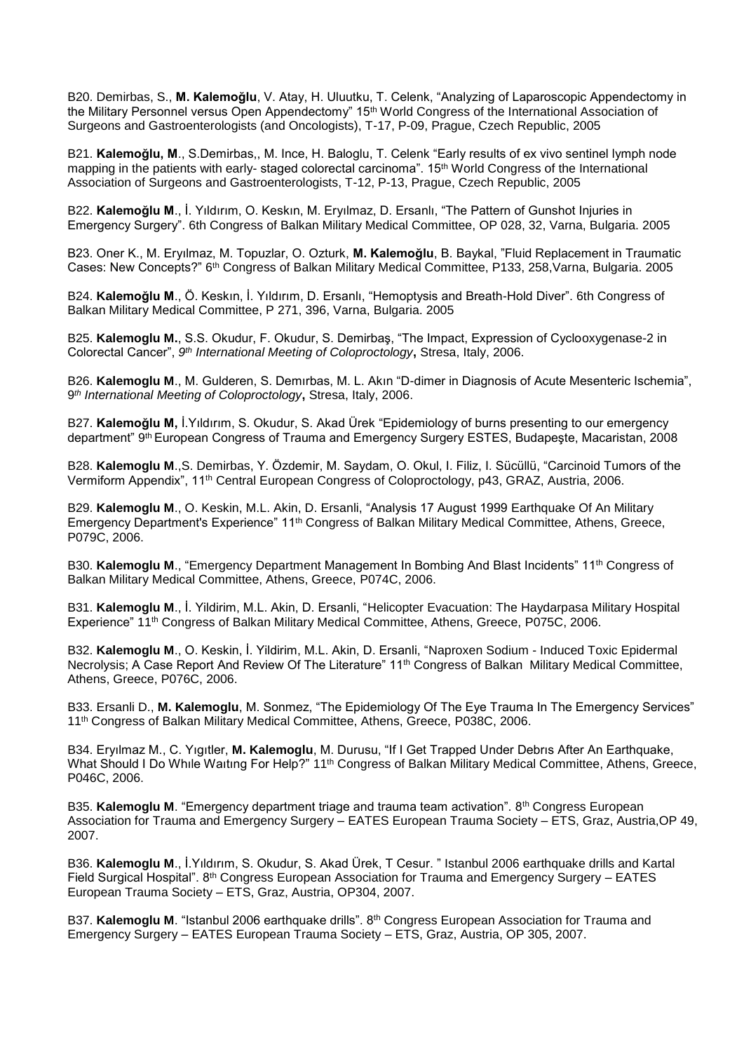B20. Demirbas, S., **M. Kalemoğlu**, V. Atay, H. Uluutku, T. Celenk, "Analyzing of Laparoscopic Appendectomy in the Military Personnel versus Open Appendectomy" 15th World Congress of the International Association of Surgeons and Gastroenterologists (and Oncologists), T-17, P-09, Prague, Czech Republic, 2005

B21. **Kalemoğlu, M**., S.Demirbas,, M. Ince, H. Baloglu, T. Celenk "Early results of ex vivo sentinel lymph node mapping in the patients with early- staged colorectal carcinoma". 15th World Congress of the International Association of Surgeons and Gastroenterologists, T-12, P-13, Prague, Czech Republic, 2005

B22. **Kalemoğlu M**., İ. Yıldırım, O. Keskın, M. Eryılmaz, D. Ersanlı, "The Pattern of Gunshot Injuries in Emergency Surgery". 6th Congress of Balkan Military Medical Committee, OP 028, 32, Varna, Bulgaria. 2005

B23. Oner K., M. Eryılmaz, M. Topuzlar, O. Ozturk, **M. Kalemoğlu**, B. Baykal, "Fluid Replacement in Traumatic Cases: New Concepts?" 6th Congress of Balkan Military Medical Committee, P133, 258,Varna, Bulgaria. 2005

B24. **Kalemoğlu M**., Ö. Keskın, İ. Yıldırım, D. Ersanlı, "Hemoptysis and Breath-Hold Diver". 6th Congress of Balkan Military Medical Committee, P 271, 396, Varna, Bulgaria. 2005

B25. **Kalemoglu M.**, S.S. Okudur, F. Okudur, S. Demirbaş, "The Impact, Expression of Cyclooxygenase-2 in Colorectal Cancer", *9th International Meeting of Coloproctology***,** Stresa, Italy, 2006.

B26. **Kalemoglu M**., M. Gulderen, S. Demırbas, M. L. Akın "D-dimer in Diagnosis of Acute Mesenteric Ischemia", *9th International Meeting of Coloproctology***,** Stresa, Italy, 2006.

B27. **Kalemoğlu M,** İ.Yıldırım, S. Okudur, S. Akad Ürek "Epidemiology of burns presenting to our emergency department" 9th European Congress of Trauma and Emergency Surgery ESTES, Budapeşte, Macaristan, 2008

B28. **Kalemoglu M**.,S. Demirbas, Y. Özdemir, M. Saydam, O. Okul, I. Filiz, I. Sücüllü, "Carcinoid Tumors of the Vermiform Appendix", 11th Central European Congress of Coloproctology, p43, GRAZ, Austria, 2006.

B29. **Kalemoglu M**., O. Keskin, M.L. Akin, D. Ersanli, "Analysis 17 August 1999 Earthquake Of An Military Emergency Department's Experience" 11th Congress of Balkan Military Medical Committee, Athens, Greece, P079C, 2006.

B30. **Kalemoglu M**., "Emergency Department Management In Bombing And Blast Incidents" 11th Congress of Balkan Military Medical Committee, Athens, Greece, P074C, 2006.

B31. **Kalemoglu M**., İ. Yildirim, M.L. Akin, D. Ersanli, "Helicopter Evacuation: The Haydarpasa Military Hospital Experience" 11th Congress of Balkan Military Medical Committee, Athens, Greece, P075C, 2006.

B32. **Kalemoglu M**., O. Keskin, İ. Yildirim, M.L. Akin, D. Ersanli, "Naproxen Sodium - Induced Toxic Epidermal Necrolysis; A Case Report And Review Of The Literature" 11th Congress of Balkan Military Medical Committee, Athens, Greece, P076C, 2006.

B33. Ersanli D., **M. Kalemoglu**, M. Sonmez, "The Epidemiology Of The Eye Trauma In The Emergency Services" 11th Congress of Balkan Military Medical Committee, Athens, Greece, P038C, 2006.

B34. Eryılmaz M., C. Yıgıtler, **M. Kalemoglu**, M. Durusu, "If I Get Trapped Under Debrıs After An Earthquake, What Should I Do Whıle Waıtıng For Help?" 11th Congress of Balkan Military Medical Committee, Athens, Greece, P046C, 2006.

B35. **Kalemoglu M**. "Emergency department triage and trauma team activation". 8th Congress European Association for Trauma and Emergency Surgery – EATES European Trauma Society – ETS, Graz, Austria,OP 49, 2007.

B36. **Kalemoglu M**., İ.Yıldırım, S. Okudur, S. Akad Ürek, T Cesur. " Istanbul 2006 earthquake drills and Kartal Field Surgical Hospital". 8th Congress European Association for Trauma and Emergency Surgery – EATES European Trauma Society – ETS, Graz, Austria, OP304, 2007.

B37. **Kalemoglu M**. "Istanbul 2006 earthquake drills". 8th Congress European Association for Trauma and Emergency Surgery – EATES European Trauma Society – ETS, Graz, Austria, OP 305, 2007.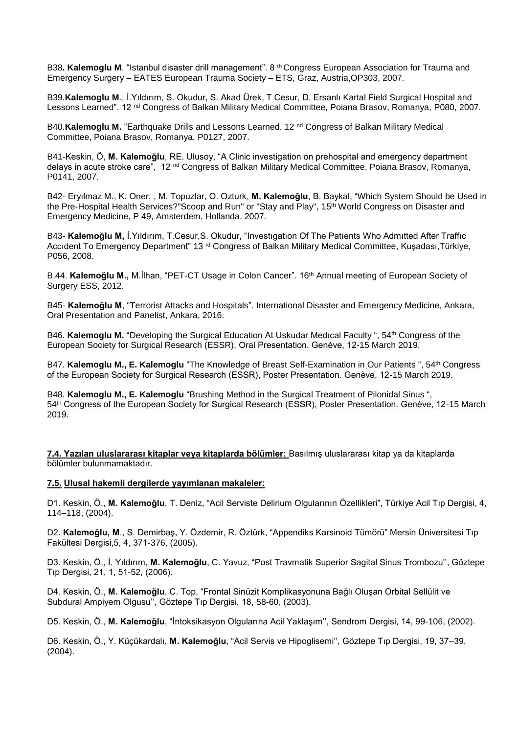B38**. Kalemoglu M**. "Istanbul disaster drill management". 8 th Congress European Association for Trauma and Emergency Surgery – EATES European Trauma Society – ETS, Graz, Austria,OP303, 2007.

B39.**Kalemoglu M**., İ.Yıldırım, S. Okudur, S. Akad Ürek, T Cesur, D. Ersanlı Kartal Field Surgical Hospital and Lessons Learned". 12 nd Congress of Balkan Military Medical Committee, Poiana Brasov, Romanya, P080, 2007.

B40.**Kalemoglu M.** "Earthquake Drills and Lessons Learned. 12 nd Congress of Balkan Military Medical Committee, Poiana Brasov, Romanya, P0127, 2007.

B41-Keskin, Ö, **M. Kalemoğlu**, RE. Ulusoy, "A Clinic investigation on prehospital and emergency department delays in acute stroke care", 12 nd Congress of Balkan Military Medical Committee, Poiana Brasov, Romanya, P0141, 2007.

B42- Eryılmaz M., K. Oner, , M. Topuzlar, O. Ozturk, **M. Kalemoğlu**, B. Baykal, "Which System Should be Used in the Pre-Hospital Health Services?"Scoop and Run" or "Stay and Play", 15th World Congress on Disaster and Emergency Medicine, P 49, Amsterdem, Hollanda. 2007.

B43**- Kalemoğlu M,** İ.Yıldırım, T.Cesur,S. Okudur, "Investıgatıon Of The Patıents Who Admıtted After Traffıc Accıdent To Emergency Department" 13 rd Congress of Balkan Military Medical Committee, Kuşadası,Türkiye, P056, 2008.

B.44. **Kalemoğlu M.,** M.İlhan, "PET-CT Usage in Colon Cancer". 16th Annual meeting of European Society of Surgery ESS, 2012.

B45- **Kalemoğlu M**, "Terrorist Attacks and Hospitals". International Disaster and Emergency Medicine, Ankara, Oral Presentation and Panelist, Ankara, 2016.

B46. **Kalemoglu M.** "Developing the Surgical Education At Uskudar Medıcal Faculty ", 54th Congress of the European Society for Surgical Research (ESSR), Oral Presentation. Genève, 12-15 March 2019.

B47. **Kalemoglu M., E. Kalemoglu** "The Knowledge of Breast Self-Examination in Our Patients ", 54th Congress of the European Society for Surgical Research (ESSR), Poster Presentation. Genève, 12-15 March 2019.

B48. **Kalemoglu M., E. Kalemoglu** "Brushing Method in the Surgical Treatment of Pilonidal Sinus ", 54th Congress of the European Society for Surgical Research (ESSR), Poster Presentation. Genève, 12-15 March 2019.

**7.4. Yazılan uluslararası kitaplar veya kitaplarda bölümler:** Basılmış uluslararası kitap ya da kitaplarda bölümler bulunmamaktadır.

**7.5. Ulusal hakemli dergilerde yayımlanan makaleler:**

D1. Keskin, Ö., **M. Kalemoğlu**, T. Deniz, "Acil Serviste Delirium Olgularının Özellikleri", Türkiye Acil Tıp Dergisi, 4, 114–118, (2004).

D2. **Kalemoğlu, M**., S. Demirbaş, Y. Özdemir, R. Öztürk, "Appendiks Karsinoid Tümörü" Mersin Üniversitesi Tıp Fakültesi Dergisi,5, 4, 371-376, (2005).

D3. Keskin, Ö., İ. Yıldırım, **M. Kalemoğlu**, C. Yavuz, "Post Travmatik Superior Sagital Sinus Trombozu'', Göztepe Tıp Dergisi, 21, 1, 51-52, (2006).

D4. Keskin, Ö., **M. Kalemoğlu**, C. Top, "Frontal Sinüzit Komplikasyonuna Bağlı Oluşan Orbital Sellülit ve Subdural Ampiyem Olgusu'', Göztepe Tıp Dergisi, 18, 58-60, (2003).

D5. Keskin, Ö., **M. Kalemoğlu**, "İntoksikasyon Olgularına Acil Yaklaşım'', Sendrom Dergisi, 14, 99-106, (2002).

D6. Keskin, Ö., Y. Küçükardalı, **M. Kalemoğlu**, "Acil Servis ve Hipoglisemi'', Göztepe Tıp Dergisi, 19, 37–39, (2004).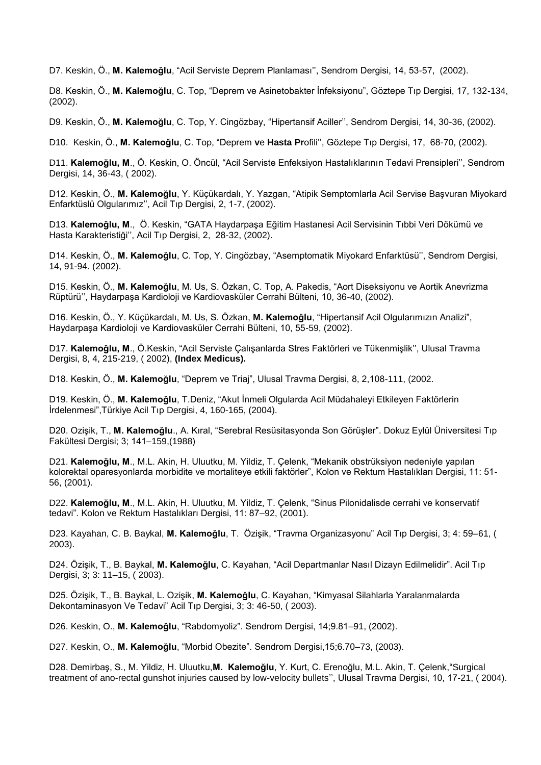D7. Keskin, Ö., **M. Kalemoğlu**, “Acil Serviste Deprem Planlaması’’, Sendrom Dergisi, 14, 53-57, (2002).

D8. Keskin, Ö., **M. Kalemoğlu**, C. Top, “Deprem ve Asinetobakter İnfeksiyonu”, Göztepe Tıp Dergisi, 17, 132-134, (2002).

D9. Keskin, Ö., **M. Kalemoğlu**, C. Top, Y. Cingözbay, “Hipertansif Aciller’’, Sendrom Dergisi, 14, 30-36, (2002).

D10. Keskin, Ö., **M. Kalemoğlu**, C. Top, “Deprem **v**e **Hasta Pr**ofili’’, Göztepe Tıp Dergisi, 17, 68-70, (2002).

D11. **Kalemoğlu, M**., Ö. Keskin, O. Öncül, “Acil Serviste Enfeksiyon Hastalıklarının Tedavi Prensipleri’’, Sendrom Dergisi, 14, 36-43, ( 2002).

D12. Keskin, Ö., **M. Kalemoğlu**, Y. Küçükardalı, Y. Yazgan, “Atipik Semptomlarla Acil Servise Başvuran Miyokard Enfarktüslü Olgularımız’’, Acil Tıp Dergisi, 2, 1-7, (2002).

D13. **Kalemoğlu, M**., Ö. Keskin, “GATA Haydarpaşa Eğitim Hastanesi Acil Servisinin Tıbbi Veri Dökümü ve Hasta Karakteristiği’’, Acil Tıp Dergisi, 2, 28-32, (2002).

D14. Keskin, Ö., **M. Kalemoğlu**, C. Top, Y. Cingözbay, “Asemptomatik Miyokard Enfarktüsü’’, Sendrom Dergisi, 14, 91-94. (2002).

D15. Keskin, Ö., **M. Kalemoğlu**, M. Us, S. Özkan, C. Top, A. Pakedis, “Aort Diseksiyonu ve Aortik Anevrizma Rüptürü’’, Haydarpaşa Kardioloji ve Kardiovasküler Cerrahi Bülteni, 10, 36-40, (2002).

D16. Keskin, Ö., Y. Küçükardalı, M. Us, S. Özkan, **M. Kalemoğlu**, “Hipertansif Acil Olgularımızın Analizi”, Haydarpaşa Kardioloji ve Kardiovasküler Cerrahi Bülteni, 10, 55-59, (2002).

D17. **Kalemoğlu, M**., Ö.Keskin, “Acil Serviste Çalışanlarda Stres Faktörleri ve Tükenmişlik’’, Ulusal Travma Dergisi, 8, 4, 215-219, ( 2002), **(Index Medicus).**

D18. Keskin, Ö., **M. Kalemoğlu**, “Deprem ve Triaj”, Ulusal Travma Dergisi, 8, 2,108-111, (2002.

D19. Keskin, Ö., **M. Kalemoğlu**, T.Deniz, “Akut İnmeli Olgularda Acil Müdahaleyi Etkileyen Faktörlerin İrdelenmesi”,Türkiye Acil Tıp Dergisi, 4, 160-165, (2004).

D20. Ozişik, T., **M. Kalemoğlu**., A. Kıral, “Serebral Resüsitasyonda Son Görüşler”. Dokuz Eylül Üniversitesi Tıp Fakültesi Dergisi; 3; 141–159,(1988)

D21. **Kalemoğlu, M**., M.L. Akin, H. Uluutku, M. Yildiz, T. Çelenk, “Mekanik obstrüksiyon nedeniyle yapılan kolorektal oparesyonlarda morbidite ve mortaliteye etkili faktörler”, Kolon ve Rektum Hastalıkları Dergisi, 11: 51-56, (2001).

D22. **Kalemoğlu, M**., M.L. Akin, H. Uluutku, M. Yildiz, T. Çelenk, “Sinus Pilonidalisde cerrahi ve konservatif tedavi”. Kolon ve Rektum Hastalıkları Dergisi, 11: 87–92, (2001).

D23. Kayahan, C. B. Baykal, **M. Kalemoğlu**, T. Özişik, “Travma Organizasyonu” Acil Tıp Dergisi, 3; 4: 59–61, ( 2003).

D24. Özişik, T., B. Baykal, **M. Kalemoğlu**, C. Kayahan, “Acil Departmanlar Nasıl Dizayn Edilmelidir”. Acil Tıp Dergisi, 3; 3: 11–15, ( 2003).

D25. Özişik, T., B. Baykal, L. Ozişik, **M. Kalemoğlu**, C. Kayahan, “Kimyasal Silahlarla Yaralanmalarda Dekontaminasyon Ve Tedavi” Acil Tıp Dergisi, 3; 3: 46-50, ( 2003).

D26. Keskin, O., **M. Kalemoğlu**, “Rabdomyoliz”. Sendrom Dergisi, 14;9.81–91, (2002).

D27. Keskin, O., **M. Kalemoğlu**, “Morbid Obezite”. Sendrom Dergisi,15;6.70–73, (2003).

D28. Demirbaş, S., M. Yildiz, H. Uluutku,**M. Kalemoğlu**, Y. Kurt, C. Erenoğlu, M.L. Akin, T. Çelenk,“Surgical treatment of ano-rectal gunshot injuries caused by low-velocity bullets’’, Ulusal Travma Dergisi, 10, 17-21, ( 2004).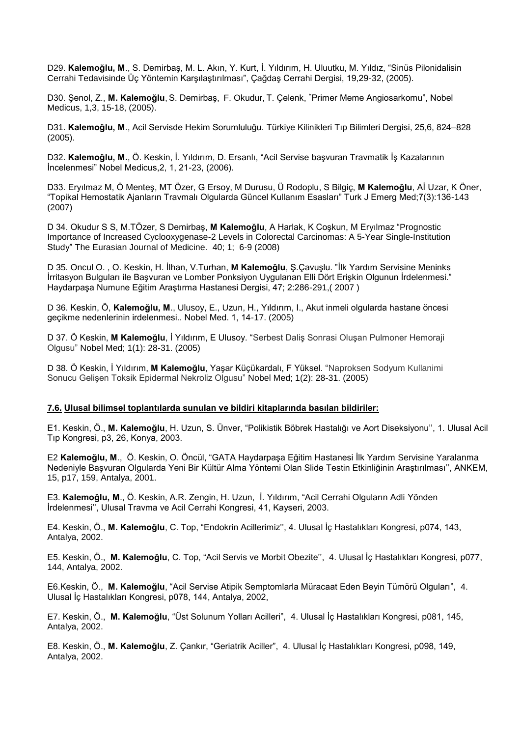D29. **Kalemoğlu, M**., S. Demirbaş, M. L. Akın, Y. Kurt, İ. Yıldırım, H. Uluutku, M. Yıldız, "Sinüs Pilonidalisin Cerrahi Tedavisinde Üç Yöntemin Karşılaştırılması", Çağdaş Cerrahi Dergisi, 19,29-32, (2005).

D30. Şenol, Z., **M. Kalemoğlu**, S. Demirbaş, F. Okudur, T. Çelenk, "Primer Meme Angiosarkomu", Nobel Medicus, 1,3, 15-18, (2005).

D31. **Kalemoğlu, M**., Acil Servisde Hekim Sorumluluğu. Türkiye Kilinikleri Tıp Bilimleri Dergisi, 25,6, 824–828 (2005).

D32. **Kalemoğlu, M.**, Ö. Keskin, İ. Yıldırım, D. Ersanlı, "Acil Servise başvuran Travmatik İş Kazalarının İncelenmesi" Nobel Medicus,2, 1, 21-23, (2006).

D33. Eryılmaz M, Ö Menteş, MT Özer, G Ersoy, M Durusu, Ü Rodoplu, S Bilgiç, **M Kalemoğlu**, Aİ Uzar, K Öner, "Topikal Hemostatik Ajanların Travmalı Olgularda Güncel Kullanım Esasları" Turk J Emerg Med;7(3):136-143 (2007)

D 34. Okudur S S, M.TÖzer, S Demirbaş, **M Kalemoğlu**, A Harlak, K Coşkun, M Eryılmaz "Prognostic Importance of Increased Cyclooxygenase-2 Levels in Colorectal Carcinomas: A 5-Year Single-Institution Study" The Eurasian Journal of Medicine. 40; 1; 6-9 (2008)

D 35. Oncul O. , O. Keskin, H. İlhan, V.Turhan, **M Kalemoğlu**, Ş.Çavuşlu. "İlk Yardım Servisine Meninks İrritasyon Bulguları ile Başvuran ve Lomber Ponksiyon Uygulanan Elli Dört Erişkin Olgunun İrdelenmesi." Haydarpaşa Numune Eğitim Araştırma Hastanesi Dergisi, 47; 2:286-291,( 2007 )

D 36. Keskin, Ö, **Kalemoğlu, M**., Ulusoy, E., Uzun, H., Yıldırım, I., Akut inmeli olgularda hastane öncesi geçikme nedenlerinin irdelenmesi.. Nobel Med. 1, 14-17. (2005)

D 37. Ö Keskin, **M Kalemoğlu**, İ Yıldırım, E Ulusoy. "Serbest Daliş Sonrasi Oluşan Pulmoner Hemoraji Olgusu" Nobel Med; 1(1): 28-31. (2005)

D 38. Ö Keskin, İ Yıldırım, **M Kalemoğlu**, Yaşar Küçükardalı, F Yüksel. "Naproksen Sodyum Kullanimi Sonucu Gelişen Toksik Epidermal Nekroliz Olgusu" Nobel Med; 1(2): 28-31. (2005)

**7.6. Ulusal bilimsel toplantılarda sunulan ve bildiri kitaplarında basılan bildiriler:**

E1. Keskin, Ö., **M. Kalemoğlu**, H. Uzun, S. Ünver, "Polikistik Böbrek Hastalığı ve Aort Diseksiyonu'', 1. Ulusal Acil Tıp Kongresi, p3, 26, Konya, 2003.

E2 **Kalemoğlu, M**., Ö. Keskin, O. Öncül, "GATA Haydarpaşa Eğitim Hastanesi İlk Yardım Servisine Yaralanma Nedeniyle Başvuran Olgularda Yeni Bir Kültür Alma Yöntemi Olan Slide Testin Etkinliğinin Araştırılması'', ANKEM, 15, p17, 159, Antalya, 2001.

E3. **Kalemoğlu, M**., Ö. Keskin, A.R. Zengin, H. Uzun, İ. Yıldırım, "Acil Cerrahi Olguların Adli Yönden İrdelenmesi'', Ulusal Travma ve Acil Cerrahi Kongresi, 41, Kayseri, 2003.

E4. Keskin, Ö., **M. Kalemoğlu**, C. Top, "Endokrin Acillerimiz'', 4. Ulusal İç Hastalıkları Kongresi, p074, 143, Antalya, 2002.

E5. Keskin, Ö., **M. Kalemoğlu**, C. Top, "Acil Servis ve Morbit Obezite'', 4. Ulusal İç Hastalıkları Kongresi, p077, 144, Antalya, 2002.

E6.Keskin, Ö., **M. Kalemoğlu**, "Acil Servise Atipik Semptomlarla Müracaat Eden Beyin Tümörü Olguları", 4. Ulusal İç Hastalıkları Kongresi, p078, 144, Antalya, 2002,

E7. Keskin, Ö., **M. Kalemoğlu**, "Üst Solunum Yolları Acilleri", 4. Ulusal İç Hastalıkları Kongresi, p081, 145, Antalya, 2002.

E8. Keskin, Ö., **M. Kalemoğlu**, Z. Çankır, "Geriatrik Aciller", 4. Ulusal İç Hastalıkları Kongresi, p098, 149, Antalya, 2002.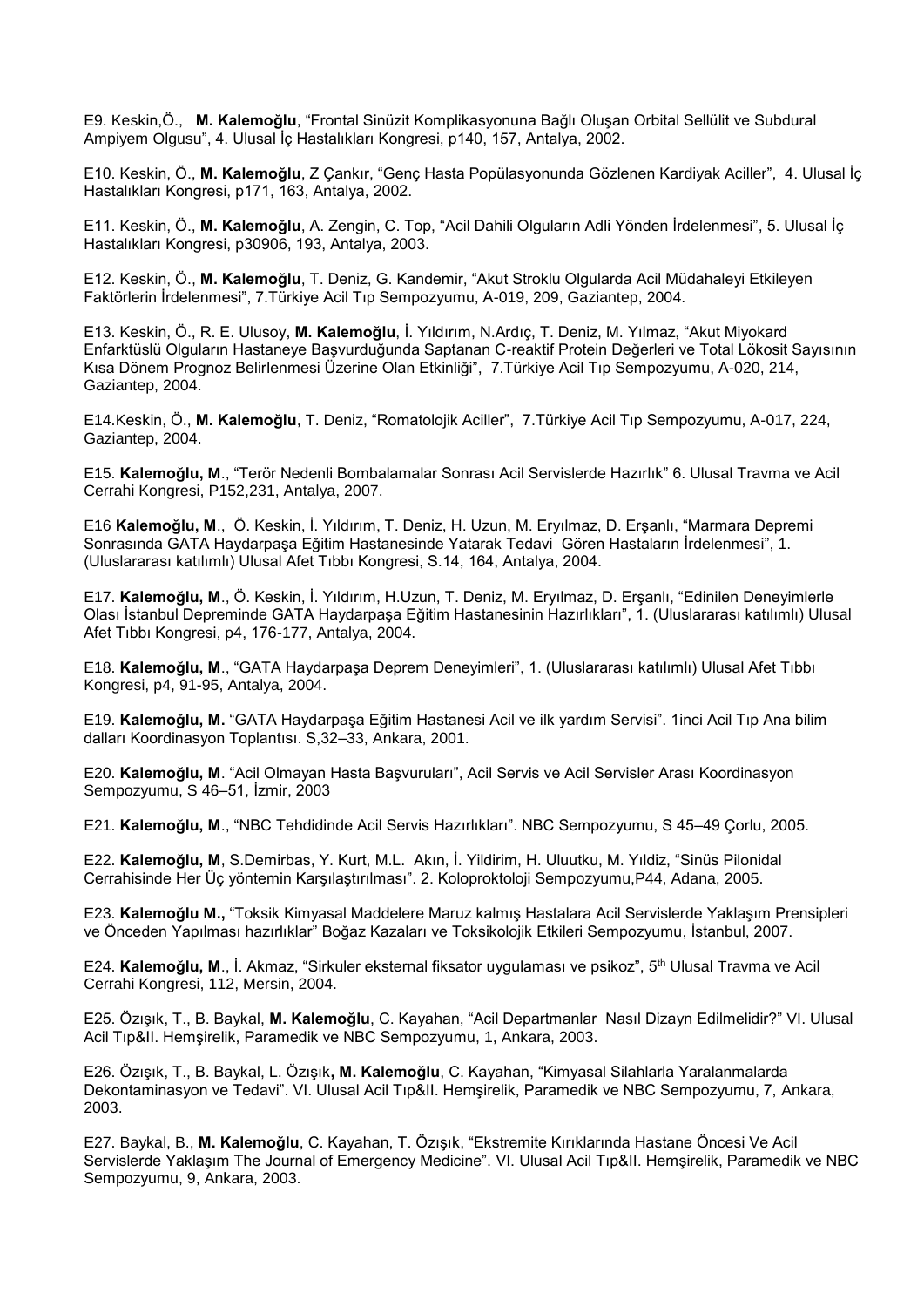E9. Keskin,Ö., **M. Kalemoğlu**, "Frontal Sinüzit Komplikasyonuna Bağlı Oluşan Orbital Sellülit ve Subdural Ampiyem Olgusu", 4. Ulusal İç Hastalıkları Kongresi, p140, 157, Antalya, 2002.

E10. Keskin, Ö., **M. Kalemoğlu**, Z Çankır, "Genç Hasta Popülasyonunda Gözlenen Kardiyak Aciller", 4. Ulusal İç Hastalıkları Kongresi, p171, 163, Antalya, 2002.

E11. Keskin, Ö., **M. Kalemoğlu**, A. Zengin, C. Top, "Acil Dahili Olguların Adli Yönden İrdelenmesi", 5. Ulusal İç Hastalıkları Kongresi, p30906, 193, Antalya, 2003.

E12. Keskin, Ö., **M. Kalemoğlu**, T. Deniz, G. Kandemir, "Akut Stroklu Olgularda Acil Müdahaleyi Etkileyen Faktörlerin İrdelenmesi", 7.Türkiye Acil Tıp Sempozyumu, A-019, 209, Gaziantep, 2004.

E13. Keskin, Ö., R. E. Ulusoy, **M. Kalemoğlu**, İ. Yıldırım, N.Ardıç, T. Deniz, M. Yılmaz, "Akut Miyokard Enfarktüslü Olguların Hastaneye Başvurduğunda Saptanan C-reaktif Protein Değerleri ve Total Lökosit Sayısının Kısa Dönem Prognoz Belirlenmesi Üzerine Olan Etkinliği", 7.Türkiye Acil Tıp Sempozyumu, A-020, 214, Gaziantep, 2004.

E14.Keskin, Ö., **M. Kalemoğlu**, T. Deniz, "Romatolojik Aciller", 7.Türkiye Acil Tıp Sempozyumu, A-017, 224, Gaziantep, 2004.

E15. **Kalemoğlu, M**., "Terör Nedenli Bombalamalar Sonrası Acil Servislerde Hazırlık" 6. Ulusal Travma ve Acil Cerrahi Kongresi, P152,231, Antalya, 2007.

E16 **Kalemoğlu, M**., Ö. Keskin, İ. Yıldırım, T. Deniz, H. Uzun, M. Eryılmaz, D. Erşanlı, "Marmara Depremi Sonrasında GATA Haydarpaşa Eğitim Hastanesinde Yatarak Tedavi Gören Hastaların İrdelenmesi", 1. (Uluslararası katılımlı) Ulusal Afet Tıbbı Kongresi, S.14, 164, Antalya, 2004.

E17. **Kalemoğlu, M**., Ö. Keskin, İ. Yıldırım, H.Uzun, T. Deniz, M. Eryılmaz, D. Erşanlı, "Edinilen Deneyimlerle Olası İstanbul Depreminde GATA Haydarpaşa Eğitim Hastanesinin Hazırlıkları", 1. (Uluslararası katılımlı) Ulusal Afet Tıbbı Kongresi, p4, 176-177, Antalya, 2004.

E18. **Kalemoğlu, M**., "GATA Haydarpaşa Deprem Deneyimleri", 1. (Uluslararası katılımlı) Ulusal Afet Tıbbı Kongresi, p4, 91-95, Antalya, 2004.

E19. **Kalemoğlu, M.** "GATA Haydarpaşa Eğitim Hastanesi Acil ve ilk yardım Servisi". 1inci Acil Tıp Ana bilim dalları Koordinasyon Toplantısı. S,32–33, Ankara, 2001.

E20. **Kalemoğlu, M**. "Acil Olmayan Hasta Başvuruları", Acil Servis ve Acil Servisler Arası Koordinasyon Sempozyumu, S 46–51, İzmir, 2003

E21. **Kalemoğlu, M**., "NBC Tehdidinde Acil Servis Hazırlıkları". NBC Sempozyumu, S 45–49 Çorlu, 2005.

E22. **Kalemoğlu, M**, S.Demirbas, Y. Kurt, M.L. Akın, İ. Yildirim, H. Uluutku, M. Yıldiz, "Sinüs Pilonidal Cerrahisinde Her Üç yöntemin Karşılaştırılması". 2. Koloproktoloji Sempozyumu,P44, Adana, 2005.

E23. **Kalemoğlu M.,** "Toksik Kimyasal Maddelere Maruz kalmış Hastalara Acil Servislerde Yaklaşım Prensipleri ve Önceden Yapılması hazırlıklar" Boğaz Kazaları ve Toksikolojik Etkileri Sempozyumu, İstanbul, 2007.

E24. **Kalemoğlu, M**., İ. Akmaz, "Sirkuler eksternal fiksator uygulaması ve psikoz", 5th Ulusal Travma ve Acil Cerrahi Kongresi, 112, Mersin, 2004.

E25. Özışık, T., B. Baykal, **M. Kalemoğlu**, C. Kayahan, "Acil Departmanlar Nasıl Dizayn Edilmelidir?" VI. Ulusal Acil Tıp&II. Hemşirelik, Paramedik ve NBC Sempozyumu, 1, Ankara, 2003.

E26. Özışık, T., B. Baykal, L. Özışık**, M. Kalemoğlu**, C. Kayahan, "Kimyasal Silahlarla Yaralanmalarda Dekontaminasyon ve Tedavi". VI. Ulusal Acil Tıp&II. Hemşirelik, Paramedik ve NBC Sempozyumu, 7, Ankara, 2003.

E27. Baykal, B., **M. Kalemoğlu**, C. Kayahan, T. Özışık, "Ekstremite Kırıklarında Hastane Öncesi Ve Acil Servislerde Yaklaşım The Journal of Emergency Medicine". VI. Ulusal Acil Tıp&II. Hemşirelik, Paramedik ve NBC Sempozyumu, 9, Ankara, 2003.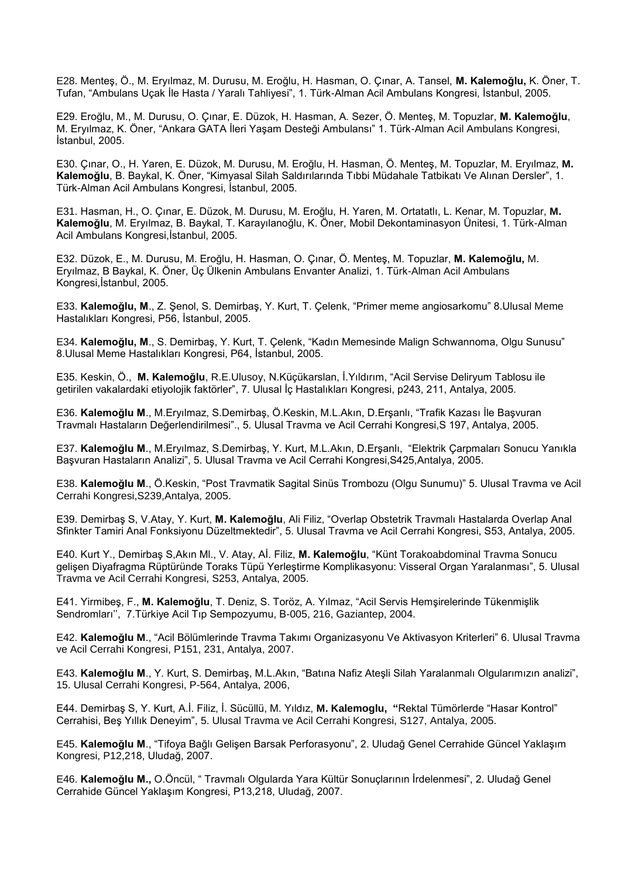E28. Menteş, Ö., M. Eryılmaz, M. Durusu, M. Eroğlu, H. Hasman, O. Çınar, A. Tansel, **M. Kalemoğlu,** K. Öner, T. Tufan, “Ambulans Uçak İle Hasta / Yaralı Tahliyesi”, 1. Türk-Alman Acil Ambulans Kongresi, İstanbul, 2005.

E29. Eroğlu, M., M. Durusu, O. Çınar, E. Düzok, H. Hasman, A. Sezer, Ö. Menteş, M. Topuzlar, **M. Kalemoğlu**, M. Eryılmaz, K. Öner, “Ankara GATA İleri Yaşam Desteği Ambulansı” 1. Türk-Alman Acil Ambulans Kongresi, İstanbul, 2005.

E30. Çınar, O., H. Yaren, E. Düzok, M. Durusu, M. Eroğlu, H. Hasman, Ö. Menteş, M. Topuzlar, M. Eryılmaz, **M. Kalemoğlu**, B. Baykal, K. Öner, “Kimyasal Silah Saldırılarında Tıbbi Müdahale Tatbikatı Ve Alınan Dersler”, 1. Türk-Alman Acil Ambulans Kongresi, İstanbul, 2005.

E31. Hasman, H., O. Çınar, E. Düzok, M. Durusu, M. Eroğlu, H. Yaren, M. Ortatatlı, L. Kenar, M. Topuzlar, **M. Kalemoğlu**, M. Eryılmaz, B. Baykal, T. Karayılanoğlu, K. Öner, Mobil Dekontaminasyon Ünitesi, 1. Türk-Alman Acil Ambulans Kongresi,İstanbul, 2005.

E32. Düzok, E., M. Durusu, M. Eroğlu, H. Hasman, O. Çınar, Ö. Menteş, M. Topuzlar, **M. Kalemoğlu,** M. Eryılmaz, B Baykal, K. Öner, Üç Ülkenin Ambulans Envanter Analizi, 1. Türk-Alman Acil Ambulans Kongresi,İstanbul, 2005.

E33. **Kalemoğlu, M**., Z. Şenol, S. Demirbaş, Y. Kurt, T. Çelenk, “Primer meme angiosarkomu” 8.Ulusal Meme Hastalıkları Kongresi, P56, İstanbul, 2005.

E34. **Kalemoğlu, M**., S. Demirbaş, Y. Kurt, T. Çelenk, “Kadın Memesinde Malign Schwannoma, Olgu Sunusu” 8.Ulusal Meme Hastalıkları Kongresi, P64, İstanbul, 2005.

E35. Keskin, Ö., **M. Kalemoğlu**, R.E.Ulusoy, N.Küçükarslan, İ.Yıldırım, “Acil Servise Deliryum Tablosu ile getirilen vakalardaki etiyolojik faktörler”, 7. Ulusal İç Hastalıkları Kongresi, p243, 211, Antalya, 2005.

E36. **Kalemoğlu M**., M.Eryılmaz, S.Demirbaş, Ö.Keskin, M.L.Akın, D.Erşanlı, “Trafik Kazası İle Başvuran Travmalı Hastaların Değerlendirilmesi”., 5. Ulusal Travma ve Acil Cerrahi Kongresi,S 197, Antalya, 2005.

E37. **Kalemoğlu M**., M.Eryılmaz, S.Demirbaş, Y. Kurt, M.L.Akın, D.Erşanlı, “Elektrik Çarpmaları Sonucu Yanıkla Başvuran Hastaların Analizi”, 5. Ulusal Travma ve Acil Cerrahi Kongresi,S425,Antalya, 2005.

E38. **Kalemoğlu M**., Ö.Keskin, “Post Travmatik Sagital Sinüs Trombozu (Olgu Sunumu)” 5. Ulusal Travma ve Acil Cerrahi Kongresi,S239,Antalya, 2005.

E39. Demirbaş S, V.Atay, Y. Kurt, **M. Kalemoğlu**, Ali Filiz, “Overlap Obstetrik Travmalı Hastalarda Overlap Anal Sfinkter Tamiri Anal Fonksiyonu Düzeltmektedir”, 5. Ulusal Travma ve Acil Cerrahi Kongresi, S53, Antalya, 2005.

E40. Kurt Y., Demirbaş S,Akın Ml., V. Atay, Aİ. Filiz, **M. Kalemoğlu**, “Künt Torakoabdominal Travma Sonucu gelişen Diyafragma Rüptüründe Toraks Tüpü Yerleştirme Komplikasyonu: Visseral Organ Yaralanması”, 5. Ulusal Travma ve Acil Cerrahi Kongresi, S253, Antalya, 2005.

E41. Yirmibeş, F., **M. Kalemoğlu**, T. Deniz, S. Toröz, A. Yılmaz, “Acil Servis Hemşirelerinde Tükenmişlik Sendromları’’, 7.Türkiye Acil Tıp Sempozyumu, B-005, 216, Gaziantep, 2004.

E42. **Kalemoğlu M**., “Acil Bölümlerinde Travma Takımı Organizasyonu Ve Aktivasyon Kriterleri” 6. Ulusal Travma ve Acil Cerrahi Kongresi, P151, 231, Antalya, 2007.

E43. **Kalemoğlu M**., Y. Kurt, S. Demirbaş, M.L.Akın, “Batına Nafiz Ateşli Silah Yaralanmalı Olgularımızın analizi”, 15. Ulusal Cerrahi Kongresi, P-564, Antalya, 2006,

E44. Demirbaş S, Y. Kurt, A.İ. Filiz, İ. Sücüllü, M. Yıldız, **M. Kalemoglu, “**Rektal Tümörlerde “Hasar Kontrol” Cerrahisi, Beş Yıllık Deneyim”, 5. Ulusal Travma ve Acil Cerrahi Kongresi, S127, Antalya, 2005.

E45. **Kalemoğlu M**., “Tifoya Bağlı Gelişen Barsak Perforasyonu”, 2. Uludağ Genel Cerrahide Güncel Yaklaşım Kongresi, P12,218, Uludağ, 2007.

E46. **Kalemoğlu M.,** O.Öncül, “ Travmalı Olgularda Yara Kültür Sonuçlarının İrdelenmesi”, 2. Uludağ Genel Cerrahide Güncel Yaklaşım Kongresi, P13,218, Uludağ, 2007.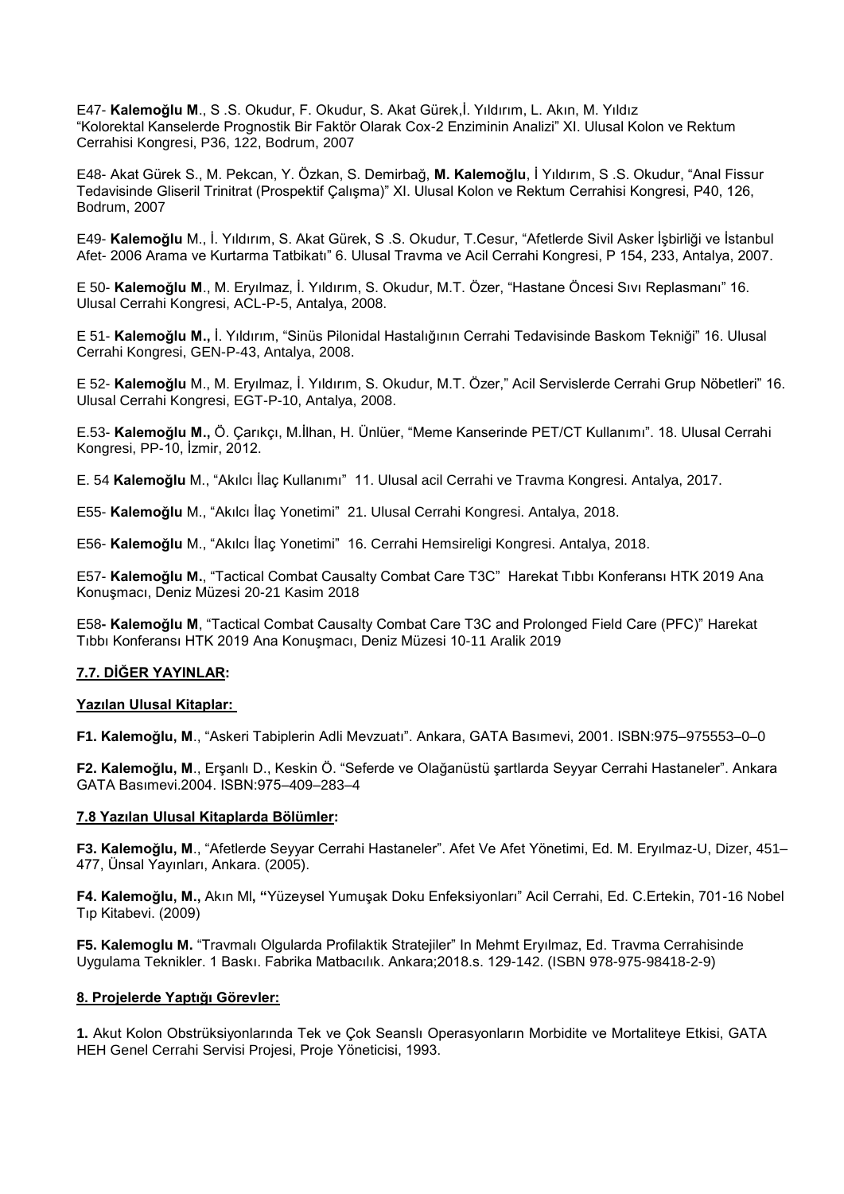E47- **Kalemoğlu M**., S .S. Okudur, F. Okudur, S. Akat Gürek,İ. Yıldırım, L. Akın, M. Yıldız "Kolorektal Kanselerde Prognostik Bir Faktör Olarak Cox-2 Enziminin Analizi" XI. Ulusal Kolon ve Rektum Cerrahisi Kongresi, P36, 122, Bodrum, 2007

E48- Akat Gürek S., M. Pekcan, Y. Özkan, S. Demirbağ, **M. Kalemoğlu**, İ Yıldırım, S .S. Okudur, "Anal Fissur Tedavisinde Gliseril Trinitrat (Prospektif Çalışma)" XI. Ulusal Kolon ve Rektum Cerrahisi Kongresi, P40, 126, Bodrum, 2007

E49- **Kalemoğlu** M., İ. Yıldırım, S. Akat Gürek, S .S. Okudur, T.Cesur, "Afetlerde Sivil Asker İşbirliği ve İstanbul Afet- 2006 Arama ve Kurtarma Tatbikatı" 6. Ulusal Travma ve Acil Cerrahi Kongresi, P 154, 233, Antalya, 2007.

E 50- **Kalemoğlu M**., M. Eryılmaz, İ. Yıldırım, S. Okudur, M.T. Özer, "Hastane Öncesi Sıvı Replasmanı" 16. Ulusal Cerrahi Kongresi, ACL-P-5, Antalya, 2008.

E 51- **Kalemoğlu M.,** İ. Yıldırım, "Sinüs Pilonidal Hastalığının Cerrahi Tedavisinde Baskom Tekniği" 16. Ulusal Cerrahi Kongresi, GEN-P-43, Antalya, 2008.

E 52- **Kalemoğlu** M., M. Eryılmaz, İ. Yıldırım, S. Okudur, M.T. Özer," Acil Servislerde Cerrahi Grup Nöbetleri" 16. Ulusal Cerrahi Kongresi, EGT-P-10, Antalya, 2008.

E.53- **Kalemoğlu M.,** Ö. Çarıkçı, M.İlhan, H. Ünlüer, "Meme Kanserinde PET/CT Kullanımı". 18. Ulusal Cerrahi Kongresi, PP-10, İzmir, 2012.

E. 54 **Kalemoğlu** M., "Akılcı İlaç Kullanımı" 11. Ulusal acil Cerrahi ve Travma Kongresi. Antalya, 2017.

E55- **Kalemoğlu** M., "Akılcı İlaç Yonetimi" 21. Ulusal Cerrahi Kongresi. Antalya, 2018.

E56- **Kalemoğlu** M., "Akılcı İlaç Yonetimi" 16. Cerrahi Hemsireligi Kongresi. Antalya, 2018.

E57- **Kalemoğlu M.**, "Tactical Combat Causalty Combat Care T3C" Harekat Tıbbı Konferansı HTK 2019 Ana Konuşmacı, Deniz Müzesi 20-21 Kasim 2018

E58**- Kalemoğlu M**, "Tactical Combat Causalty Combat Care T3C and Prolonged Field Care (PFC)" Harekat Tıbbı Konferansı HTK 2019 Ana Konuşmacı, Deniz Müzesi 10-11 Aralik 2019

**7.7. DİĞER YAYINLAR:**

**Yazılan Ulusal Kitaplar:**

**F1. Kalemoğlu, M**., "Askeri Tabiplerin Adli Mevzuatı". Ankara, GATA Basımevi, 2001. ISBN:975–975553–0–0

**F2. Kalemoğlu, M**., Erşanlı D., Keskin Ö. "Seferde ve Olağanüstü şartlarda Seyyar Cerrahi Hastaneler". Ankara GATA Basımevi.2004. ISBN:975–409–283–4

**7.8 Yazılan Ulusal Kitaplarda Bölümler:**

**F3. Kalemoğlu, M**., "Afetlerde Seyyar Cerrahi Hastaneler". Afet Ve Afet Yönetimi, Ed. M. Eryılmaz-U, Dizer, 451–477, Ünsal Yayınları, Ankara. (2005).

**F4. Kalemoğlu, M.,** Akın Ml**, "**Yüzeysel Yumuşak Doku Enfeksiyonları" Acil Cerrahi, Ed. C.Ertekin, 701-16 Nobel Tıp Kitabevi. (2009)

**F5. Kalemoglu M.** "Travmalı Olgularda Profilaktik Stratejiler" In Mehmt Eryılmaz, Ed. Travma Cerrahisinde Uygulama Teknikler. 1 Baskı. Fabrika Matbacılık. Ankara;2018.s. 129-142. (ISBN 978-975-98418-2-9)

**8. Projelerde Yaptığı Görevler:**

**1.** Akut Kolon Obstrüksiyonlarında Tek ve Çok Seanslı Operasyonların Morbidite ve Mortaliteye Etkisi, GATA HEH Genel Cerrahi Servisi Projesi, Proje Yöneticisi, 1993.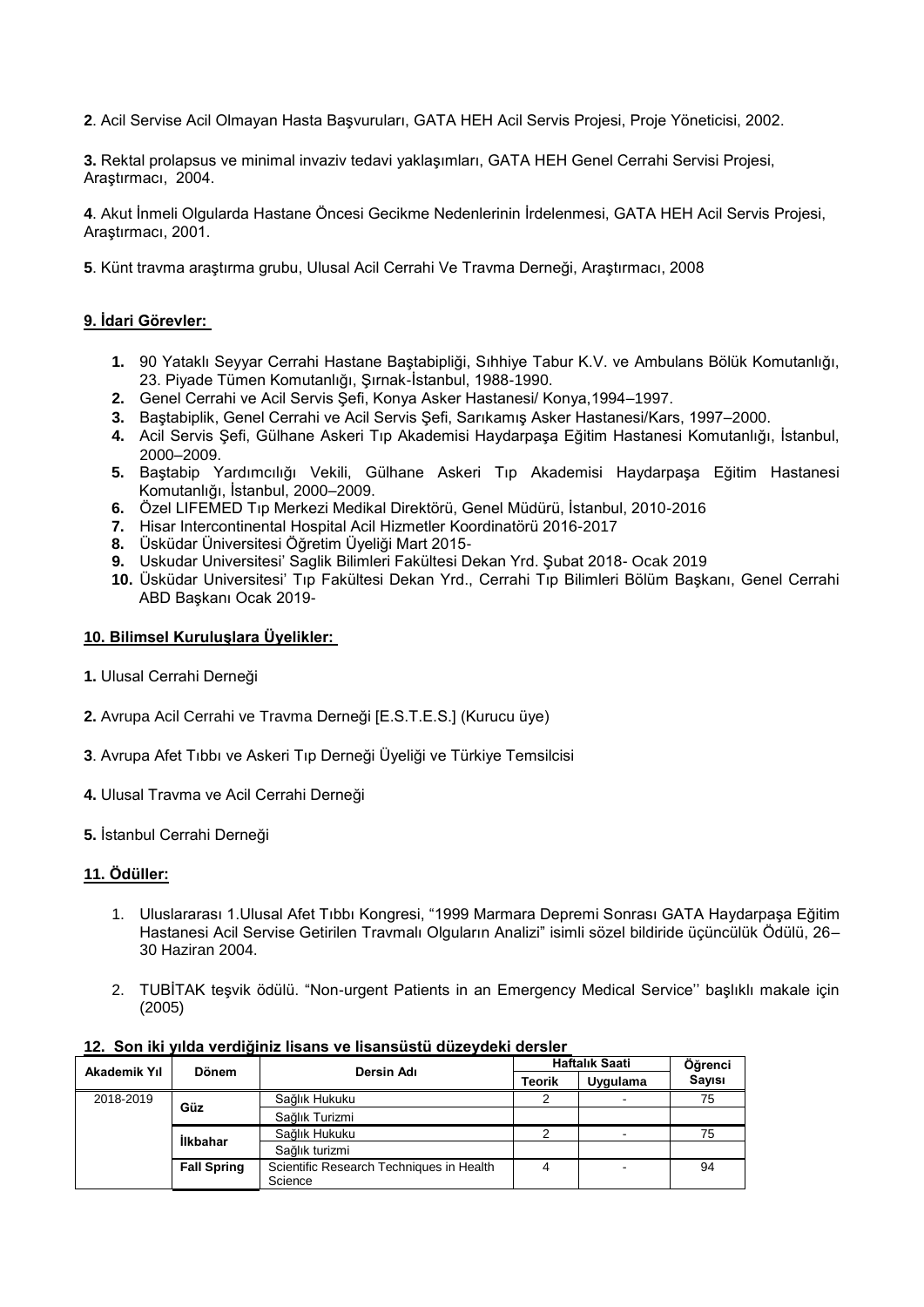**2**. Acil Servise Acil Olmayan Hasta Başvuruları, GATA HEH Acil Servis Projesi, Proje Yöneticisi, 2002.

**3.** Rektal prolapsus ve minimal invaziv tedavi yaklaşımları, GATA HEH Genel Cerrahi Servisi Projesi, Araştırmacı, 2004.

**4**. Akut İnmeli Olgularda Hastane Öncesi Gecikme Nedenlerinin İrdelenmesi, GATA HEH Acil Servis Projesi, Araştırmacı, 2001.

**5**. Künt travma araştırma grubu, Ulusal Acil Cerrahi Ve Travma Derneği, Araştırmacı, 2008

## 9. İdari Görevler:

1. 90 Yataklı Seyyar Cerrahi Hastane Baştabipliği, Sıhhiye Tabur K.V. ve Ambulans Bölük Komutanlığı, 23. Piyade Tümen Komutanlığı, Şırnak-İstanbul, 1988-1990.
2. Genel Cerrahi ve Acil Servis Şefi, Konya Asker Hastanesi/ Konya,1994–1997.
3. Baştabiplik, Genel Cerrahi ve Acil Servis Şefi, Sarıkamış Asker Hastanesi/Kars, 1997–2000.
4. Acil Servis Şefi, Gülhane Askeri Tıp Akademisi Haydarpaşa Eğitim Hastanesi Komutanlığı, İstanbul, 2000–2009.
5. Baştabip Yardımcılığı Vekili, Gülhane Askeri Tıp Akademisi Haydarpaşa Eğitim Hastanesi Komutanlığı, İstanbul, 2000–2009.
6. Özel LIFEMED Tıp Merkezi Medikal Direktörü, Genel Müdürü, İstanbul, 2010-2016
7. Hisar Intercontinental Hospital Acil Hizmetler Koordinatörü 2016-2017
8. Üsküdar Üniversitesi Öğretim Üyeliği Mart 2015-
9. Uskudar Universitesi' Saglik Bilimleri Fakültesi Dekan Yrd. Şubat 2018- Ocak 2019
10. Üsküdar Universitesi' Tıp Fakültesi Dekan Yrd., Cerrahi Tıp Bilimleri Bölüm Başkanı, Genel Cerrahi ABD Başkanı Ocak 2019-

## 10. Bilimsel Kuruluşlara Üyelikler:

**1.** Ulusal Cerrahi Derneği

**2.** Avrupa Acil Cerrahi ve Travma Derneği [E.S.T.E.S.] (Kurucu üye)

**3**. Avrupa Afet Tıbbı ve Askeri Tıp Derneği Üyeliği ve Türkiye Temsilcisi

**4.** Ulusal Travma ve Acil Cerrahi Derneği

**5.** İstanbul Cerrahi Derneği

## 11. Ödüller:

1. Uluslararası 1.Ulusal Afet Tıbbı Kongresi, "1999 Marmara Depremi Sonrası GATA Haydarpaşa Eğitim Hastanesi Acil Servise Getirilen Travmalı Olguların Analizi" isimli sözel bildiride üçüncülük Ödülü, 26–30 Haziran 2004.

2. TUBİTAK teşvik ödülü. "Non-urgent Patients in an Emergency Medical Service'' başlıklı makale için (2005)

## 12. Son iki yılda verdiğiniz lisans ve lisansüstü düzeydeki dersler

| Akademik Yıl | Dönem | Dersin Adı | Haftalık Saati | | Öğrenci Sayısı |
|---|---|---|---|---|---|
| | | | Teorik | Uygulama | |
| 2018-2019 | Güz | Sağlık Hukuku | 2 | - | 75 |
| | | Sağlık Turizmi | | | |
| | İlkbahar | Sağlık Hukuku | 2 | - | 75 |
| | | Sağlık turizmi | | | |
| | Fall Spring | Scientific Research Techniques in Health Science | 4 | - | 94 |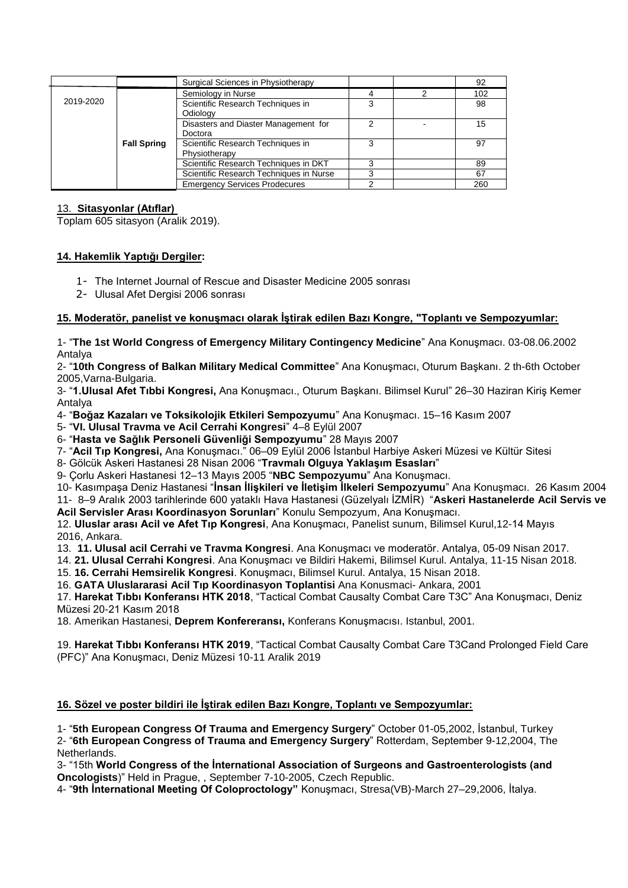|  |  | Surgical Sciences in Physiotherapy |  |  | 92 |
|---|---|---|---|---|---|
| 2019-2020 | Fall Spring | Semiology in Nurse | 4 | 2 | 102 |
|  |  | Scientific Research Techniques in Odiology | 3 |  | 98 |
|  |  | Disasters and Diaster Management for Doctora | 2 | - | 15 |
|  |  | Scientific Research Techniques in Physiotherapy | 3 |  | 97 |
|  |  | Scientific Research Techniques in DKT | 3 |  | 89 |
|  |  | Scientific Research Techniques in Nurse | 3 |  | 67 |
|  |  | Emergency Services Prodecures | 2 |  | 260 |

13. **Sitasyonlar (Atıflar)**

Toplam 605 sitasyon (Aralik 2019).

**14. Hakemlik Yaptığı Dergiler:**

1- The Internet Journal of Rescue and Disaster Medicine 2005 sonrası
2- Ulusal Afet Dergisi 2006 sonrası

**15. Moderatör, panelist ve konuşmacı olarak İştirak edilen Bazı Kongre, "Toplantı ve Sempozyumlar:**

1- "**The 1st World Congress of Emergency Military Contingency Medicine**" Ana Konuşmacı. 03-08.06.2002 Antalya
2- "**10th Congress of Balkan Military Medical Committee**" Ana Konuşmacı, Oturum Başkanı. 2 th-6th October 2005,Varna-Bulgaria.
3- "**1.Ulusal Afet Tıbbi Kongresi,** Ana Konuşmacı., Oturum Başkanı. Bilimsel Kurul" 26–30 Haziran Kiriş Kemer Antalya
4- "**Boğaz Kazaları ve Toksikolojik Etkileri Sempozyumu**" Ana Konuşmacı. 15–16 Kasım 2007
5- "**VI. Ulusal Travma ve Acil Cerrahi Kongresi**" 4–8 Eylül 2007
6- "**Hasta ve Sağlık Personeli Güvenliği Sempozyumu**" 28 Mayıs 2007
7- "**Acil Tıp Kongresi,** Ana Konuşmacı." 06–09 Eylül 2006 İstanbul Harbiye Askeri Müzesi ve Kültür Sitesi
8- Gölcük Askeri Hastanesi 28 Nisan 2006 "**Travmalı Olguya Yaklaşım Esasları**"
9- Çorlu Askeri Hastanesi 12–13 Mayıs 2005 "**NBC Sempozyumu**" Ana Konuşmacı.
10- Kasımpaşa Deniz Hastanesi "**İnsan İlişkileri ve İletişim İlkeleri Sempozyumu**" Ana Konuşmacı. 26 Kasım 2004
11- 8–9 Aralık 2003 tarihlerinde 600 yataklı Hava Hastanesi (Güzelyalı İZMİR) "**Askeri Hastanelerde Acil Servis ve Acil Servisler Arası Koordinasyon Sorunları**" Konulu Sempozyum, Ana Konuşmacı.
12. **Uluslar arası Acil ve Afet Tıp Kongresi**, Ana Konuşmacı, Panelist sunum, Bilimsel Kurul,12-14 Mayıs 2016, Ankara.
13. **11. Ulusal acil Cerrahi ve Travma Kongresi**. Ana Konuşmacı ve moderatör. Antalya, 05-09 Nisan 2017.
14. **21. Ulusal Cerrahi Kongresi**. Ana Konuşmacı ve Bildiri Hakemi, Bilimsel Kurul. Antalya, 11-15 Nisan 2018.
15. **16. Cerrahi Hemsirelik Kongresi**. Konuşmacı, Bilimsel Kurul. Antalya, 15 Nisan 2018.
16. **GATA Uluslararasi Acil Tıp Koordinasyon Toplantisi** Ana Konusmaci- Ankara, 2001
17. **Harekat Tıbbı Konferansı HTK 2018**, "Tactical Combat Causalty Combat Care T3C" Ana Konuşmacı, Deniz Müzesi 20-21 Kasım 2018
18. Amerikan Hastanesi, **Deprem Konfereransı,** Konferans Konuşmacısı. Istanbul, 2001.

19. **Harekat Tıbbı Konferansı HTK 2019**, "Tactical Combat Causalty Combat Care T3Cand Prolonged Field Care (PFC)" Ana Konuşmacı, Deniz Müzesi 10-11 Aralik 2019

**16. Sözel ve poster bildiri ile İştirak edilen Bazı Kongre, Toplantı ve Sempozyumlar:**

1- "**5th European Congress Of Trauma and Emergency Surgery**" October 01-05,2002, İstanbul, Turkey
2- "**6th European Congress of Trauma and Emergency Surgery**" Rotterdam, September 9-12,2004, The Netherlands.
3- "15th **World Congress of the İnternational Association of Surgeons and Gastroenterologists (and Oncologists**)" Held in Prague, , September 7-10-2005, Czech Republic.
4- "**9th İnternational Meeting Of Coloproctology"** Konuşmacı, Stresa(VB)-March 27–29,2006, İtalya.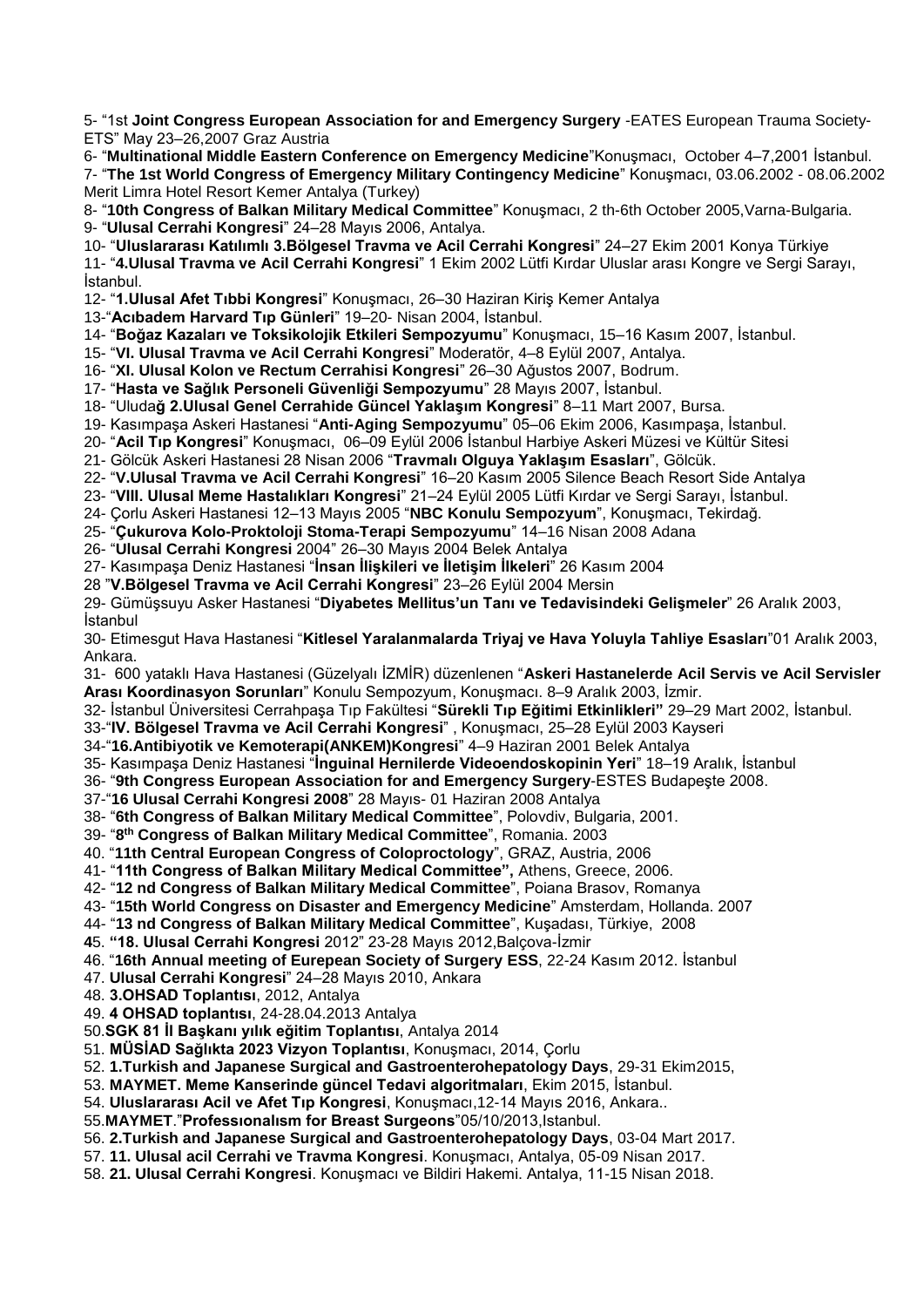5- "1st **Joint Congress European Association for and Emergency Surgery** -EATES European Trauma Society-ETS" May 23–26,2007 Graz Austria

6- "**Multinational Middle Eastern Conference on Emergency Medicine**"Konuşmacı, October 4–7,2001 İstanbul.

7- "**The 1st World Congress of Emergency Military Contingency Medicine**" Konuşmacı, 03.06.2002 - 08.06.2002 Merit Limra Hotel Resort Kemer Antalya (Turkey)

8- "**10th Congress of Balkan Military Medical Committee**" Konuşmacı, 2 th-6th October 2005,Varna-Bulgaria.

9- "**Ulusal Cerrahi Kongresi**" 24–28 Mayıs 2006, Antalya.

10- "**Uluslararası Katılımlı 3.Bölgesel Travma ve Acil Cerrahi Kongresi**" 24–27 Ekim 2001 Konya Türkiye

11- "**4.Ulusal Travma ve Acil Cerrahi Kongresi**" 1 Ekim 2002 Lütfi Kırdar Uluslar arası Kongre ve Sergi Sarayı, İstanbul.

12- "**1.Ulusal Afet Tıbbi Kongresi**" Konuşmacı, 26–30 Haziran Kiriş Kemer Antalya

13-"**Acıbadem Harvard Tıp Günleri**" 19–20- Nisan 2004, İstanbul.

14- "**Boğaz Kazaları ve Toksikolojik Etkileri Sempozyumu**" Konuşmacı, 15–16 Kasım 2007, İstanbul.

15- "**VI. Ulusal Travma ve Acil Cerrahi Kongresi**" Moderatör, 4–8 Eylül 2007, Antalya.

16- "**XI. Ulusal Kolon ve Rectum Cerrahisi Kongresi**" 26–30 Ağustos 2007, Bodrum.

17- "**Hasta ve Sağlık Personeli Güvenliği Sempozyumu**" 28 Mayıs 2007, İstanbul.

18- "Uluda**ğ 2.Ulusal Genel Cerrahide Güncel Yaklaşım Kongresi**" 8–11 Mart 2007, Bursa.

19- Kasımpaşa Askeri Hastanesi "**Anti-Aging Sempozyumu**" 05–06 Ekim 2006, Kasımpaşa, İstanbul.

20- "**Acil Tıp Kongresi**" Konuşmacı, 06–09 Eylül 2006 İstanbul Harbiye Askeri Müzesi ve Kültür Sitesi

21- Gölcük Askeri Hastanesi 28 Nisan 2006 "**Travmalı Olguya Yaklaşım Esasları**", Gölcük.

22- "**V.Ulusal Travma ve Acil Cerrahi Kongresi**" 16–20 Kasım 2005 Silence Beach Resort Side Antalya

23- "**VIII. Ulusal Meme Hastalıkları Kongresi**" 21–24 Eylül 2005 Lütfi Kırdar ve Sergi Sarayı, İstanbul.

24- Çorlu Askeri Hastanesi 12–13 Mayıs 2005 "**NBC Konulu Sempozyum**", Konuşmacı, Tekirdağ.

25- "**Çukurova Kolo-Proktoloji Stoma-Terapi Sempozyumu**" 14–16 Nisan 2008 Adana

26- "**Ulusal Cerrahi Kongresi** 2004" 26–30 Mayıs 2004 Belek Antalya

27- Kasımpaşa Deniz Hastanesi "**İnsan İlişkileri ve İletişim İlkeleri**" 26 Kasım 2004

28 "**V.Bölgesel Travma ve Acil Cerrahi Kongresi**" 23–26 Eylül 2004 Mersin

29- Gümüşsuyu Asker Hastanesi "**Diyabetes Mellitus'un Tanı ve Tedavisindeki Gelişmeler**" 26 Aralık 2003, İstanbul

30- Etimesgut Hava Hastanesi "**Kitlesel Yaralanmalarda Triyaj ve Hava Yoluyla Tahliye Esasları**"01 Aralık 2003, Ankara.

31- 600 yataklı Hava Hastanesi (Güzelyalı İZMİR) düzenlenen "**Askeri Hastanelerde Acil Servis ve Acil Servisler Arası Koordinasyon Sorunları**" Konulu Sempozyum, Konuşmacı. 8–9 Aralık 2003, İzmir.

32- İstanbul Üniversitesi Cerrahpaşa Tıp Fakültesi "**Sürekli Tıp Eğitimi Etkinlikleri"** 29–29 Mart 2002, İstanbul.

33-"**IV. Bölgesel Travma ve Acil Cerrahi Kongresi**" , Konuşmacı, 25–28 Eylül 2003 Kayseri

34-"**16.Antibiyotik ve Kemoterapi(ANKEM)Kongresi**" 4–9 Haziran 2001 Belek Antalya

35- Kasımpaşa Deniz Hastanesi "**İnguinal Hernilerde Videoendoskopinin Yeri**" 18–19 Aralık, İstanbul

36- "**9th Congress European Association for and Emergency Surgery**-ESTES Budapeşte 2008.

37-"**16 Ulusal Cerrahi Kongresi 2008**" 28 Mayıs- 01 Haziran 2008 Antalya

38- "**6th Congress of Balkan Military Medical Committee**", Polovdiv, Bulgaria, 2001.

39- "**8th Congress of Balkan Military Medical Committee**", Romania. 2003

40. "**11th Central European Congress of Coloproctology**", GRAZ, Austria, 2006

41- "**11th Congress of Balkan Military Medical Committee",** Athens, Greece, 2006.

42- "**12 nd Congress of Balkan Military Medical Committee**", Poiana Brasov, Romanya

43- "**15th World Congress on Disaster and Emergency Medicine**" Amsterdam, Hollanda. 2007

44- "**13 nd Congress of Balkan Military Medical Committee**", Kuşadası, Türkiye, 2008

**4**5. **"18. Ulusal Cerrahi Kongresi** 2012" 23-28 Mayıs 2012,Balçova-İzmir

46. "**16th Annual meeting of Eurepean Society of Surgery ESS**, 22-24 Kasım 2012. İstanbul

47. **Ulusal Cerrahi Kongresi**" 24–28 Mayıs 2010, Ankara

48. **3.OHSAD Toplantısı**, 2012, Antalya

49. **4 OHSAD toplantısı**, 24-28.04.2013 Antalya

50.**SGK 81 İl Başkanı yılık eğitim Toplantısı**, Antalya 2014

51. **MÜSİAD Sağlıkta 2023 Vizyon Toplantısı**, Konuşmacı, 2014, Çorlu

52. **1.Turkish and Japanese Surgical and Gastroenterohepatology Days**, 29-31 Ekim2015,

53. **MAYMET. Meme Kanserinde güncel Tedavi algoritmaları**, Ekim 2015, İstanbul.

54. **Uluslararası Acil ve Afet Tıp Kongresi**, Konuşmacı,12-14 Mayıs 2016, Ankara..

55.**MAYMET**."**Professıonalısm for Breast Surgeons**"05/10/2013,Istanbul.

56. **2.Turkish and Japanese Surgical and Gastroenterohepatology Days**, 03-04 Mart 2017.

57. **11. Ulusal acil Cerrahi ve Travma Kongresi**. Konuşmacı, Antalya, 05-09 Nisan 2017.

58. **21. Ulusal Cerrahi Kongresi**. Konuşmacı ve Bildiri Hakemi. Antalya, 11-15 Nisan 2018.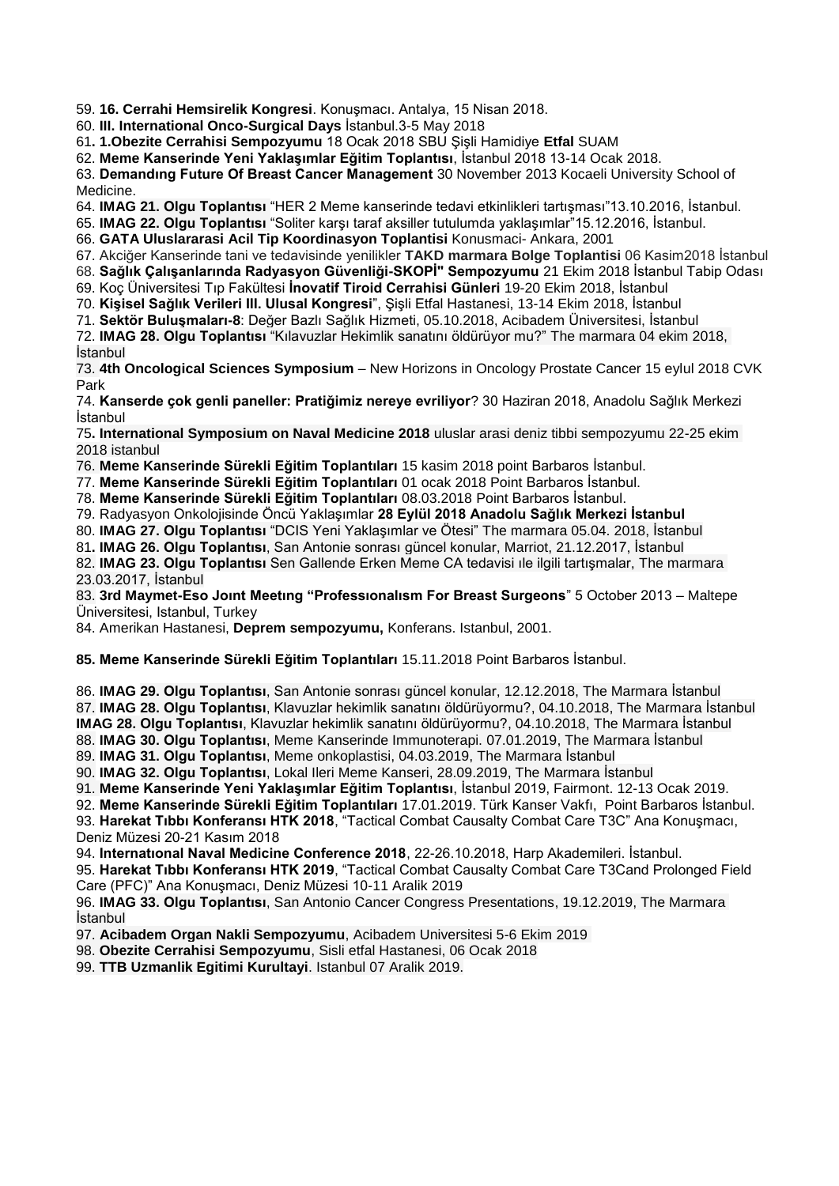59. **16. Cerrahi Hemsirelik Kongresi**. Konuşmacı. Antalya, 15 Nisan 2018.

60. **III. International Onco-Surgical Days** İstanbul.3-5 May 2018

61**. 1.Obezite Cerrahisi Sempozyumu** 18 Ocak 2018 SBU Şişli Hamidiye **Etfal** SUAM

62. **Meme Kanserinde Yeni Yaklaşımlar Eğitim Toplantısı**, İstanbul 2018 13-14 Ocak 2018.

63. **Demandıng Future Of Breast Cancer Management** 30 November 2013 Kocaeli University School of Medicine.

64. **IMAG 21. Olgu Toplantısı** "HER 2 Meme kanserinde tedavi etkinlikleri tartışması"13.10.2016, İstanbul.

65. **IMAG 22. Olgu Toplantısı** "Soliter karşı taraf aksiller tutulumda yaklaşımlar"15.12.2016, İstanbul.

66. **GATA Uluslararasi Acil Tip Koordinasyon Toplantisi** Konusmaci- Ankara, 2001

67. Akciğer Kanserinde tani ve tedavisinde yenilikler **TAKD marmara Bolge Toplantisi** 06 Kasim2018 İstanbul

68. **Sağlık Çalışanlarında Radyasyon Güvenliği-SKOPİ" Sempozyumu** 21 Ekim 2018 İstanbul Tabip Odası

69. Koç Üniversitesi Tıp Fakültesi **İnovatif Tiroid Cerrahisi Günleri** 19-20 Ekim 2018, İstanbul

70. **Kişisel Sağlık Verileri III. Ulusal Kongresi**", Şişli Etfal Hastanesi, 13-14 Ekim 2018, İstanbul

71. **Sektör Buluşmaları-8**: Değer Bazlı Sağlık Hizmeti, 05.10.2018, Acibadem Üniversitesi, İstanbul

72. **IMAG 28. Olgu Toplantısı** "Kılavuzlar Hekimlik sanatını öldürüyor mu?" The marmara 04 ekim 2018, İstanbul

73. **4th Oncological Sciences Symposium** – New Horizons in Oncology Prostate Cancer 15 eylul 2018 CVK Park

74. **Kanserde çok genli paneller: Pratiğimiz nereye evriliyor**? 30 Haziran 2018, Anadolu Sağlık Merkezi İstanbul

75**. International Symposium on Naval Medicine 2018** uluslar arasi deniz tibbi sempozyumu 22-25 ekim 2018 istanbul

76. **Meme Kanserinde Sürekli Eğitim Toplantıları** 15 kasim 2018 point Barbaros İstanbul.

77. **Meme Kanserinde Sürekli Eğitim Toplantıları** 01 ocak 2018 Point Barbaros İstanbul.

78. **Meme Kanserinde Sürekli Eğitim Toplantıları** 08.03.2018 Point Barbaros İstanbul.

79. Radyasyon Onkolojisinde Öncü Yaklaşımlar **28 Eylül 2018 Anadolu Sağlık Merkezi İstanbul**

80. **IMAG 27. Olgu Toplantısı** "DCIS Yeni Yaklaşımlar ve Ötesi" The marmara 05.04. 2018, İstanbul

81**. IMAG 26. Olgu Toplantısı**, San Antonie sonrası güncel konular, Marriot, 21.12.2017, İstanbul

82. **IMAG 23. Olgu Toplantısı** Sen Gallende Erken Meme CA tedavisi ıle ilgili tartışmalar, The marmara 23.03.2017, İstanbul

83. **3rd Maymet-Eso Joınt Meetıng "Professıonalısm For Breast Surgeons**" 5 October 2013 – Maltepe Üniversitesi, Istanbul, Turkey

84. Amerikan Hastanesi, **Deprem sempozyumu,** Konferans. Istanbul, 2001.

**85. Meme Kanserinde Sürekli Eğitim Toplantıları** 15.11.2018 Point Barbaros İstanbul.

86. **IMAG 29. Olgu Toplantısı**, San Antonie sonrası güncel konular, 12.12.2018, The Marmara İstanbul

87. **IMAG 28. Olgu Toplantısı**, Klavuzlar hekimlik sanatını öldürüyormu?, 04.10.2018, The Marmara İstanbul

**IMAG 28. Olgu Toplantısı**, Klavuzlar hekimlik sanatını öldürüyormu?, 04.10.2018, The Marmara İstanbul

88. **IMAG 30. Olgu Toplantısı**, Meme Kanserinde Immunoterapi. 07.01.2019, The Marmara İstanbul

89. **IMAG 31. Olgu Toplantısı**, Meme onkoplastisi, 04.03.2019, The Marmara İstanbul

90. **IMAG 32. Olgu Toplantısı**, Lokal Ileri Meme Kanseri, 28.09.2019, The Marmara İstanbul

91. **Meme Kanserinde Yeni Yaklaşımlar Eğitim Toplantısı**, İstanbul 2019, Fairmont. 12-13 Ocak 2019.

92. **Meme Kanserinde Sürekli Eğitim Toplantıları** 17.01.2019. Türk Kanser Vakfı, Point Barbaros İstanbul.

93. **Harekat Tıbbı Konferansı HTK 2018**, "Tactical Combat Causalty Combat Care T3C" Ana Konuşmacı, Deniz Müzesi 20-21 Kasım 2018

94. **Internatıonal Naval Medicine Conference 2018**, 22-26.10.2018, Harp Akademileri. İstanbul.

95. **Harekat Tıbbı Konferansı HTK 2019**, "Tactical Combat Causalty Combat Care T3Cand Prolonged Field Care (PFC)" Ana Konuşmacı, Deniz Müzesi 10-11 Aralik 2019

96. **IMAG 33. Olgu Toplantısı**, San Antonio Cancer Congress Presentations, 19.12.2019, The Marmara İstanbul

97. **Acibadem Organ Nakli Sempozyumu**, Acibadem Universitesi 5-6 Ekim 2019

98. **Obezite Cerrahisi Sempozyumu**, Sisli etfal Hastanesi, 06 Ocak 2018

99. **TTB Uzmanlik Egitimi Kurultayi**. Istanbul 07 Aralik 2019.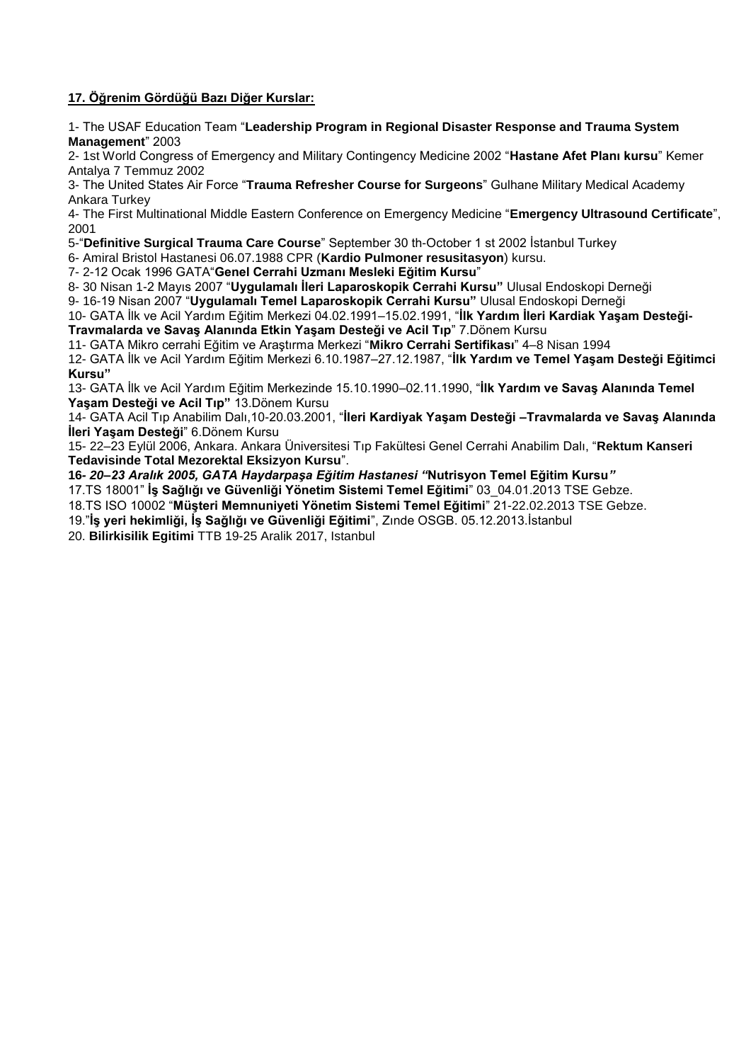**17. Öğrenim Gördüğü Bazı Diğer Kurslar:**

1- The USAF Education Team "**Leadership Program in Regional Disaster Response and Trauma System Management**" 2003

2- 1st World Congress of Emergency and Military Contingency Medicine 2002 "**Hastane Afet Planı kursu**" Kemer Antalya 7 Temmuz 2002

3- The United States Air Force "**Trauma Refresher Course for Surgeons**" Gulhane Military Medical Academy Ankara Turkey

4- The First Multinational Middle Eastern Conference on Emergency Medicine "**Emergency Ultrasound Certificate**", 2001

5-"**Definitive Surgical Trauma Care Course**" September 30 th-October 1 st 2002 İstanbul Turkey

6- Amiral Bristol Hastanesi 06.07.1988 CPR (**Kardio Pulmoner resusitasyon**) kursu.

7- 2-12 Ocak 1996 GATA"**Genel Cerrahi Uzmanı Mesleki Eğitim Kursu**"

8- 30 Nisan 1-2 Mayıs 2007 "**Uygulamalı İleri Laparoskopik Cerrahi Kursu"** Ulusal Endoskopi Derneği

9- 16-19 Nisan 2007 "**Uygulamalı Temel Laparoskopik Cerrahi Kursu"** Ulusal Endoskopi Derneği

10- GATA İlk ve Acil Yardım Eğitim Merkezi 04.02.1991–15.02.1991, "**İlk Yardım İleri Kardiak Yaşam Desteği-Travmalarda ve Savaş Alanında Etkin Yaşam Desteği ve Acil Tıp**" 7.Dönem Kursu

11- GATA Mikro cerrahi Eğitim ve Araştırma Merkezi "**Mikro Cerrahi Sertifikası**" 4–8 Nisan 1994

12- GATA İlk ve Acil Yardım Eğitim Merkezi 6.10.1987–27.12.1987, "**İlk Yardım ve Temel Yaşam Desteği Eğitimci Kursu"**

13- GATA İlk ve Acil Yardım Eğitim Merkezinde 15.10.1990–02.11.1990, "**İlk Yardım ve Savaş Alanında Temel Yaşam Desteği ve Acil Tıp"** 13.Dönem Kursu

14- GATA Acil Tıp Anabilim Dalı,10-20.03.2001, "**İleri Kardiyak Yaşam Desteği –Travmalarda ve Savaş Alanında İleri Yaşam Desteği**" 6.Dönem Kursu

15- 22–23 Eylül 2006, Ankara. Ankara Üniversitesi Tıp Fakültesi Genel Cerrahi Anabilim Dalı, "**Rektum Kanseri Tedavisinde Total Mezorektal Eksizyon Kursu**".

***16- 20–23 Aralık 2005, GATA Haydarpaşa Eğitim Hastanesi "*****Nutrisyon Temel Eğitim Kursu*****"***

17.TS 18001" **İş Sağlığı ve Güvenliği Yönetim Sistemi Temel Eğitimi**" 03_04.01.2013 TSE Gebze.

18.TS ISO 10002 "**Müşteri Memnuniyeti Yönetim Sistemi Temel Eğitimi**" 21-22.02.2013 TSE Gebze.

19."**İş yeri hekimliği, İş Sağlığı ve Güvenliği Eğitimi**", Zınde OSGB. 05.12.2013.İstanbul

20. **Bilirkisilik Egitimi** TTB 19-25 Aralik 2017, Istanbul